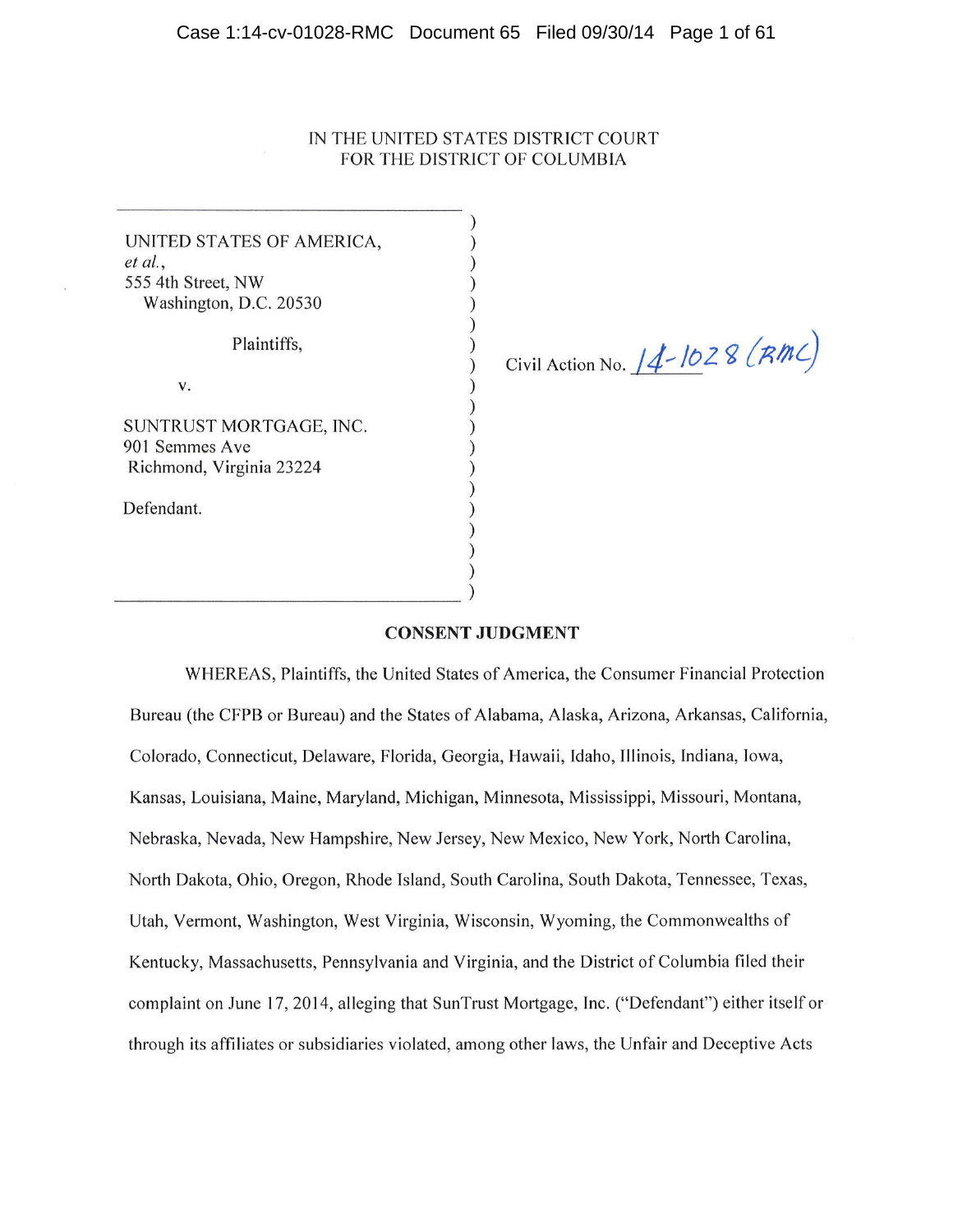IN THE UNITED STATES DISTRICT COURT
FOR THE DISTRICT OF COLUMBIA

| | |
|---|---|
| UNITED STATES OF AMERICA, *et al.*, 555 4th Street, NW Washington, D.C. 20530 Plaintiffs, v. SUNTRUST MORTGAGE, INC. 901 Semmes Ave Richmond, Virginia 23224 Defendant. | Civil Action No. 14-1028 (RMC) |

## CONSENT JUDGMENT

WHEREAS, Plaintiffs, the United States of America, the Consumer Financial Protection Bureau (the CFPB or Bureau) and the States of Alabama, Alaska, Arizona, Arkansas, California, Colorado, Connecticut, Delaware, Florida, Georgia, Hawaii, Idaho, Illinois, Indiana, Iowa, Kansas, Louisiana, Maine, Maryland, Michigan, Minnesota, Mississippi, Missouri, Montana, Nebraska, Nevada, New Hampshire, New Jersey, New Mexico, New York, North Carolina, North Dakota, Ohio, Oregon, Rhode Island, South Carolina, South Dakota, Tennessee, Texas, Utah, Vermont, Washington, West Virginia, Wisconsin, Wyoming, the Commonwealths of Kentucky, Massachusetts, Pennsylvania and Virginia, and the District of Columbia filed their complaint on June 17, 2014, alleging that SunTrust Mortgage, Inc. ("Defendant") either itself or through its affiliates or subsidiaries violated, among other laws, the Unfair and Deceptive Acts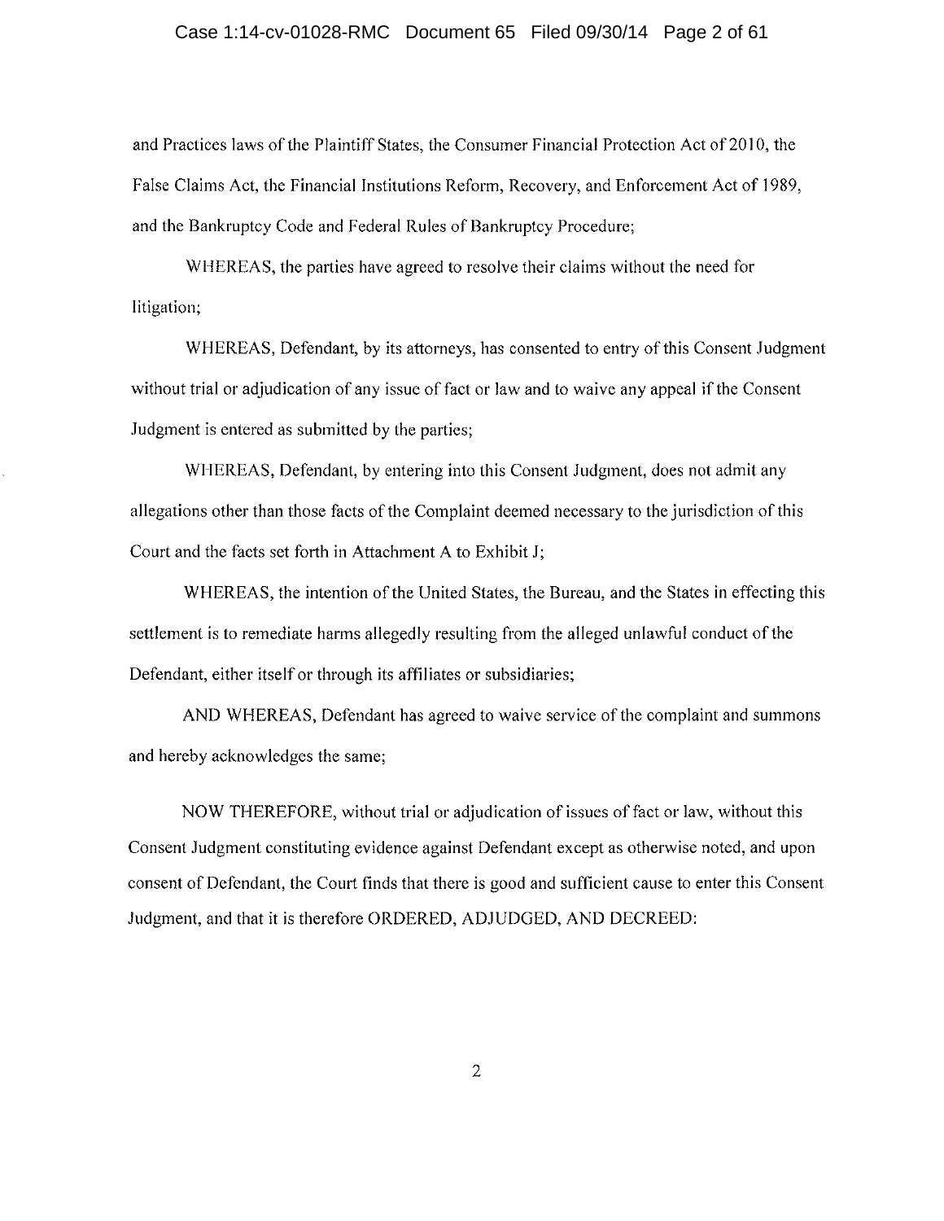and Practices laws of the Plaintiff States, the Consumer Financial Protection Act of 2010, the False Claims Act, the Financial Institutions Reform, Recovery, and Enforcement Act of 1989, and the Bankruptcy Code and Federal Rules of Bankruptcy Procedure;

WHEREAS, the parties have agreed to resolve their claims without the need for litigation;

WHEREAS, Defendant, by its attorneys, has consented to entry of this Consent Judgment without trial or adjudication of any issue of fact or law and to waive any appeal if the Consent Judgment is entered as submitted by the parties;

WHEREAS, Defendant, by entering into this Consent Judgment, does not admit any allegations other than those facts of the Complaint deemed necessary to the jurisdiction of this Court and the facts set forth in Attachment A to Exhibit J;

WHEREAS, the intention of the United States, the Bureau, and the States in effecting this settlement is to remediate harms allegedly resulting from the alleged unlawful conduct of the Defendant, either itself or through its affiliates or subsidiaries;

AND WHEREAS, Defendant has agreed to waive service of the complaint and summons and hereby acknowledges the same;

NOW THEREFORE, without trial or adjudication of issues of fact or law, without this Consent Judgment constituting evidence against Defendant except as otherwise noted, and upon consent of Defendant, the Court finds that there is good and sufficient cause to enter this Consent Judgment, and that it is therefore ORDERED, ADJUDGED, AND DECREED: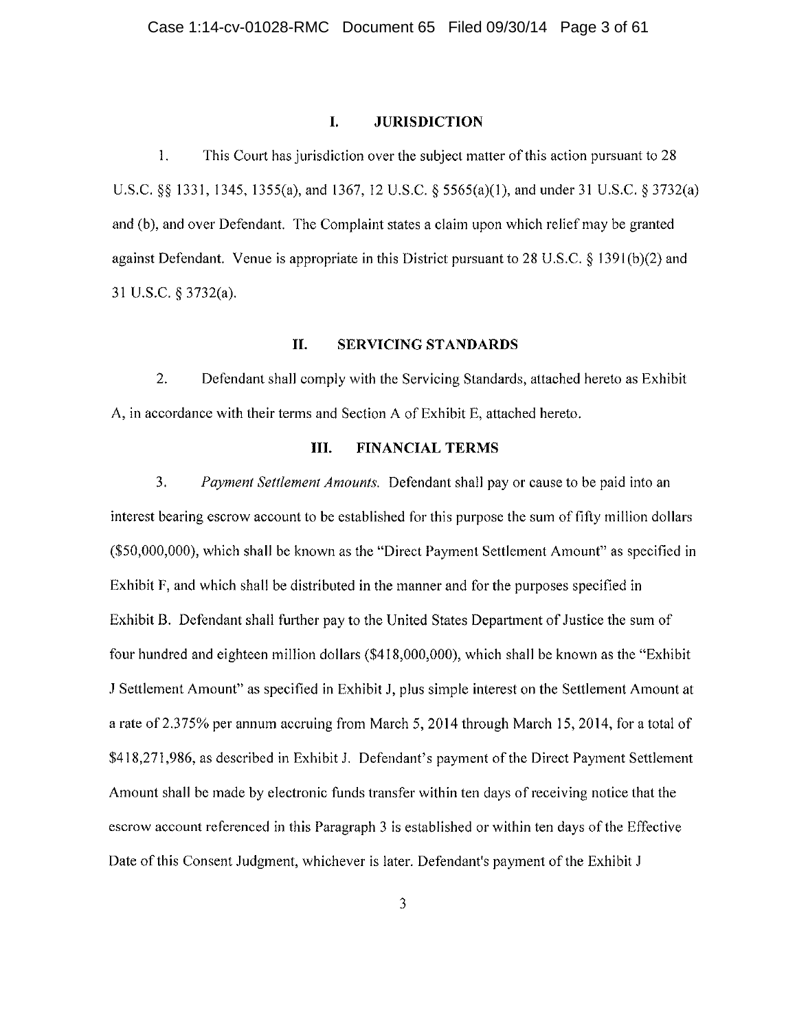## I. JURISDICTION

1. This Court has jurisdiction over the subject matter of this action pursuant to 28 U.S.C. §§ 1331, 1345, 1355(a), and 1367, 12 U.S.C. § 5565(a)(1), and under 31 U.S.C. § 3732(a) and (b), and over Defendant. The Complaint states a claim upon which relief may be granted against Defendant. Venue is appropriate in this District pursuant to 28 U.S.C. § 1391(b)(2) and 31 U.S.C. § 3732(a).

## II. SERVICING STANDARDS

2. Defendant shall comply with the Servicing Standards, attached hereto as Exhibit A, in accordance with their terms and Section A of Exhibit E, attached hereto.

## III. FINANCIAL TERMS

3. *Payment Settlement Amounts.* Defendant shall pay or cause to be paid into an interest bearing escrow account to be established for this purpose the sum of fifty million dollars ($50,000,000), which shall be known as the "Direct Payment Settlement Amount" as specified in Exhibit F, and which shall be distributed in the manner and for the purposes specified in Exhibit B. Defendant shall further pay to the United States Department of Justice the sum of four hundred and eighteen million dollars ($418,000,000), which shall be known as the "Exhibit J Settlement Amount" as specified in Exhibit J, plus simple interest on the Settlement Amount at a rate of 2.375% per annum accruing from March 5, 2014 through March 15, 2014, for a total of $418,271,986, as described in Exhibit J. Defendant's payment of the Direct Payment Settlement Amount shall be made by electronic funds transfer within ten days of receiving notice that the escrow account referenced in this Paragraph 3 is established or within ten days of the Effective Date of this Consent Judgment, whichever is later. Defendant's payment of the Exhibit J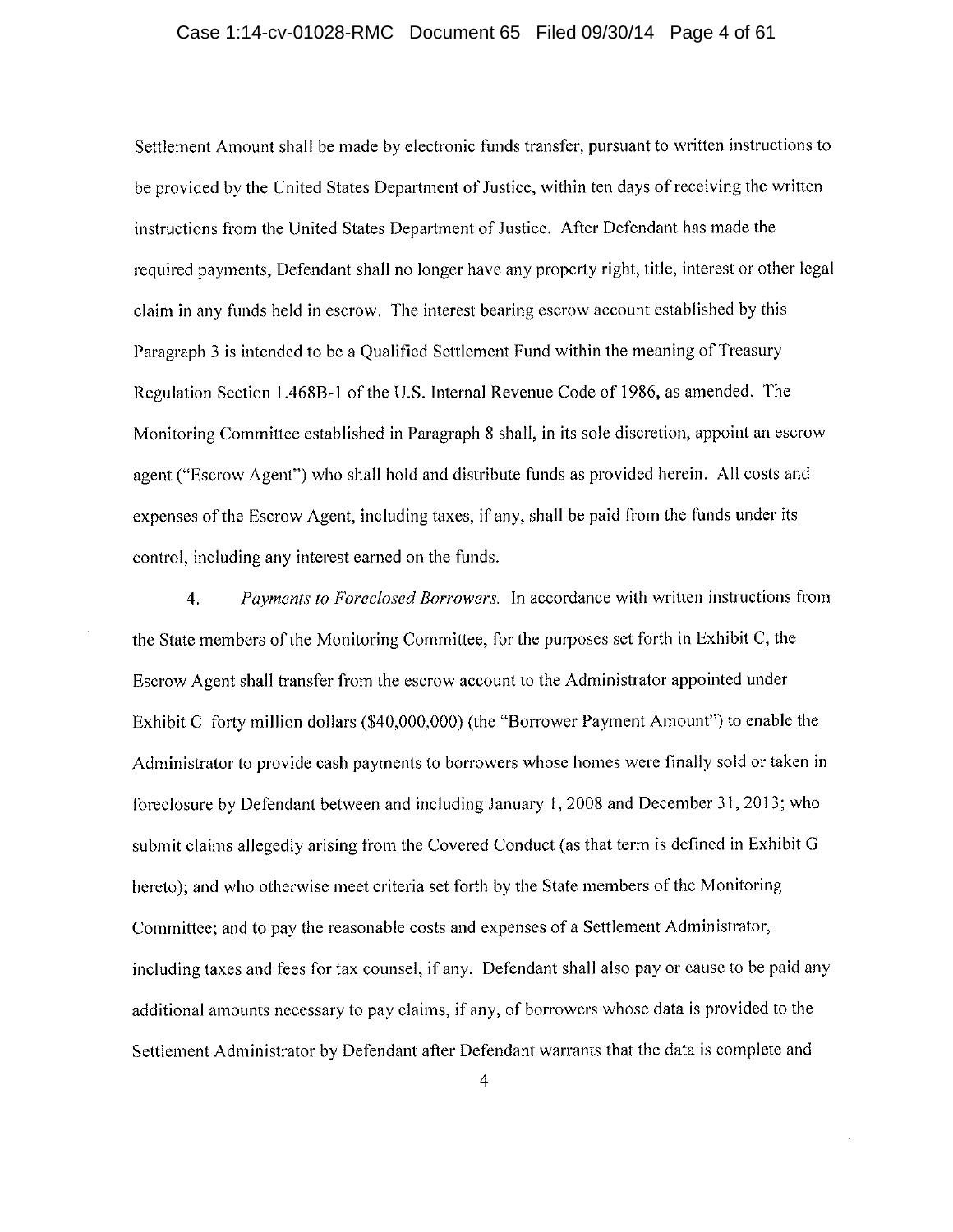Settlement Amount shall be made by electronic funds transfer, pursuant to written instructions to be provided by the United States Department of Justice, within ten days of receiving the written instructions from the United States Department of Justice. After Defendant has made the required payments, Defendant shall no longer have any property right, title, interest or other legal claim in any funds held in escrow. The interest bearing escrow account established by this Paragraph 3 is intended to be a Qualified Settlement Fund within the meaning of Treasury Regulation Section 1.468B-1 of the U.S. Internal Revenue Code of 1986, as amended. The Monitoring Committee established in Paragraph 8 shall, in its sole discretion, appoint an escrow agent ("Escrow Agent") who shall hold and distribute funds as provided herein. All costs and expenses of the Escrow Agent, including taxes, if any, shall be paid from the funds under its control, including any interest earned on the funds.

4. *Payments to Foreclosed Borrowers.* In accordance with written instructions from the State members of the Monitoring Committee, for the purposes set forth in Exhibit C, the Escrow Agent shall transfer from the escrow account to the Administrator appointed under Exhibit C forty million dollars ($40,000,000) (the "Borrower Payment Amount") to enable the Administrator to provide cash payments to borrowers whose homes were finally sold or taken in foreclosure by Defendant between and including January 1, 2008 and December 31, 2013; who submit claims allegedly arising from the Covered Conduct (as that term is defined in Exhibit G hereto); and who otherwise meet criteria set forth by the State members of the Monitoring Committee; and to pay the reasonable costs and expenses of a Settlement Administrator, including taxes and fees for tax counsel, if any. Defendant shall also pay or cause to be paid any additional amounts necessary to pay claims, if any, of borrowers whose data is provided to the Settlement Administrator by Defendant after Defendant warrants that the data is complete and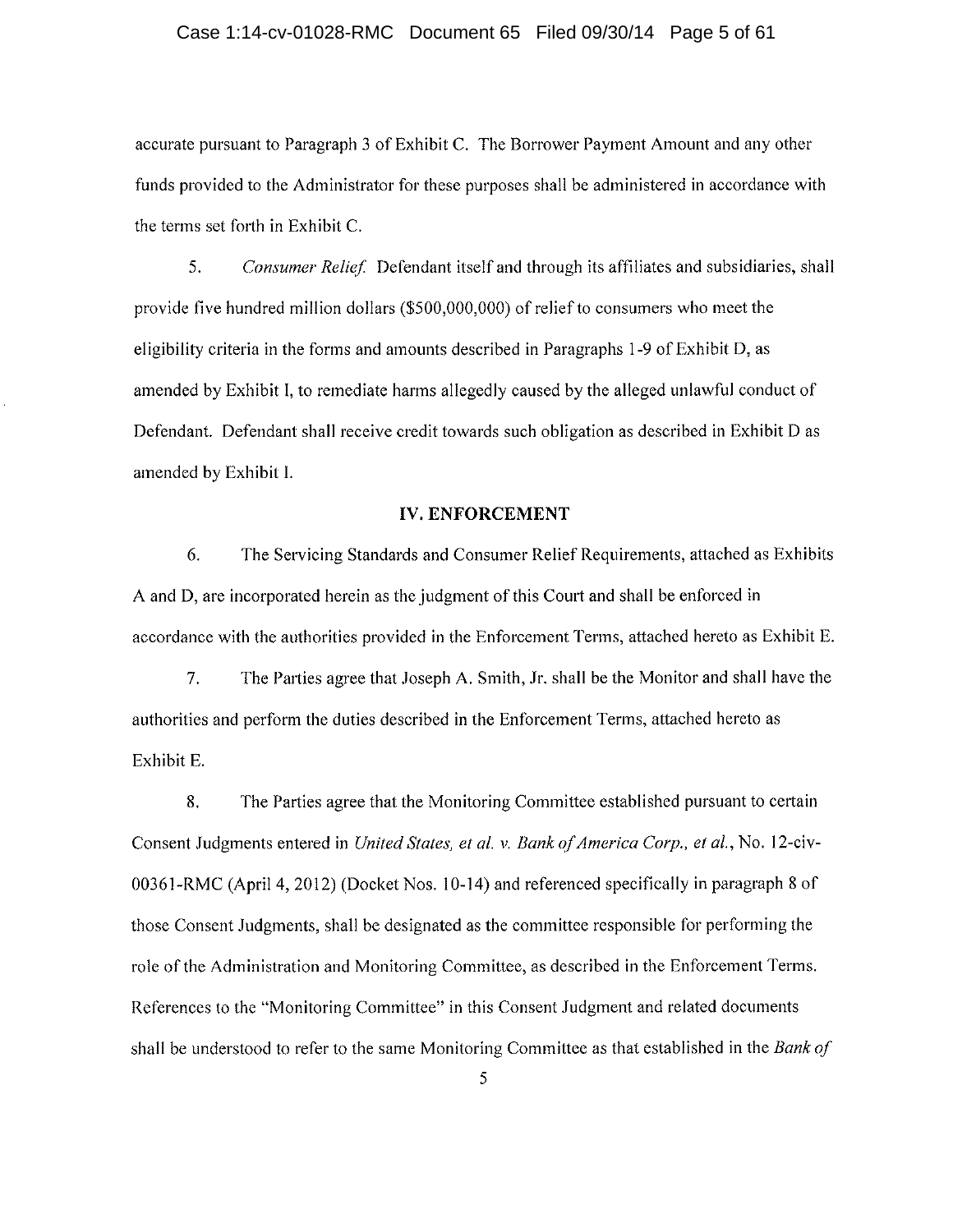accurate pursuant to Paragraph 3 of Exhibit C. The Borrower Payment Amount and any other funds provided to the Administrator for these purposes shall be administered in accordance with the terms set forth in Exhibit C.

5. *Consumer Relief.* Defendant itself and through its affiliates and subsidiaries, shall provide five hundred million dollars ($500,000,000) of relief to consumers who meet the eligibility criteria in the forms and amounts described in Paragraphs 1-9 of Exhibit D, as amended by Exhibit I, to remediate harms allegedly caused by the alleged unlawful conduct of Defendant. Defendant shall receive credit towards such obligation as described in Exhibit D as amended by Exhibit I.

## IV. ENFORCEMENT

6. The Servicing Standards and Consumer Relief Requirements, attached as Exhibits A and D, are incorporated herein as the judgment of this Court and shall be enforced in accordance with the authorities provided in the Enforcement Terms, attached hereto as Exhibit E.

7. The Parties agree that Joseph A. Smith, Jr. shall be the Monitor and shall have the authorities and perform the duties described in the Enforcement Terms, attached hereto as Exhibit E.

8. The Parties agree that the Monitoring Committee established pursuant to certain Consent Judgments entered in *United States, et al. v. Bank of America Corp., et al.*, No. 12-civ-00361-RMC (April 4, 2012) (Docket Nos. 10-14) and referenced specifically in paragraph 8 of those Consent Judgments, shall be designated as the committee responsible for performing the role of the Administration and Monitoring Committee, as described in the Enforcement Terms. References to the "Monitoring Committee" in this Consent Judgment and related documents shall be understood to refer to the same Monitoring Committee as that established in the *Bank of*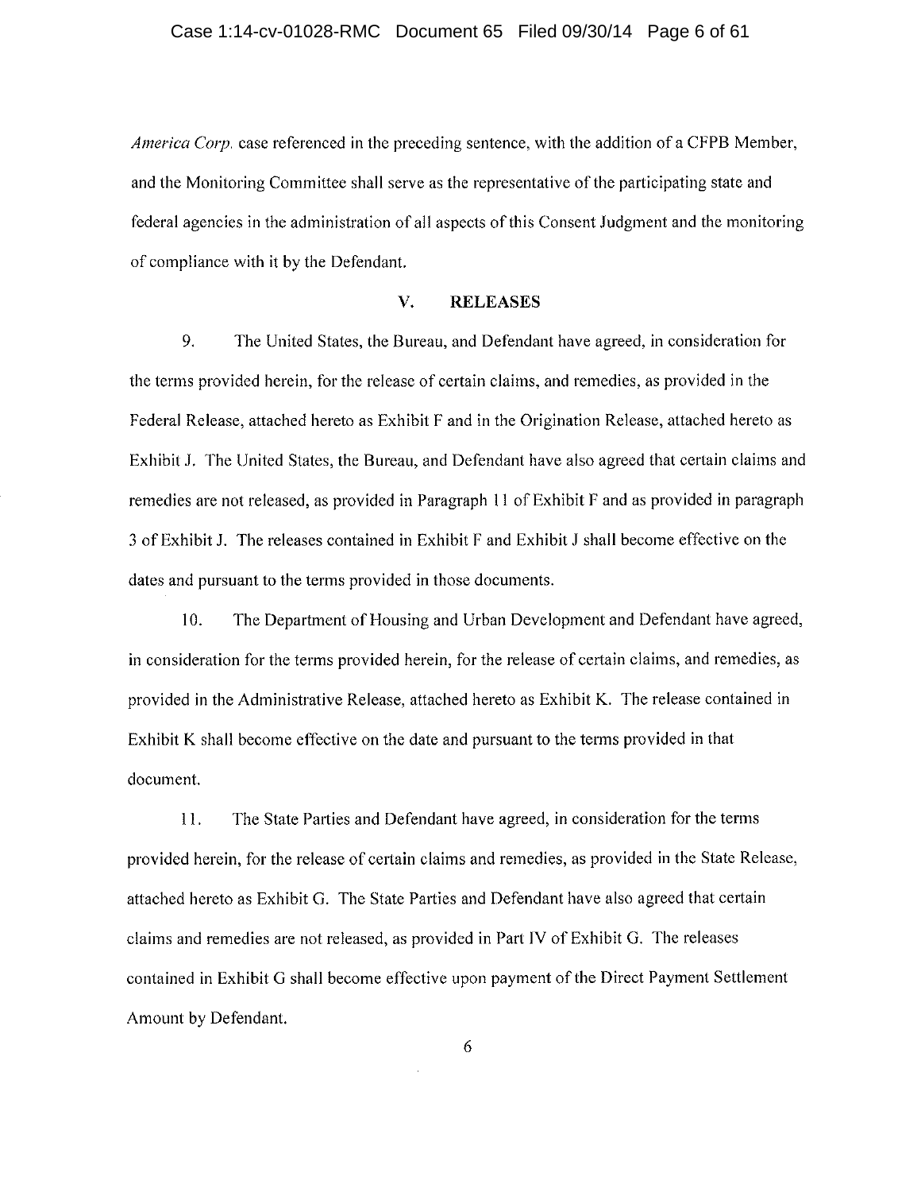*America Corp.* case referenced in the preceding sentence, with the addition of a CFPB Member, and the Monitoring Committee shall serve as the representative of the participating state and federal agencies in the administration of all aspects of this Consent Judgment and the monitoring of compliance with it by the Defendant.

## V. RELEASES

9. The United States, the Bureau, and Defendant have agreed, in consideration for the terms provided herein, for the release of certain claims, and remedies, as provided in the Federal Release, attached hereto as Exhibit F and in the Origination Release, attached hereto as Exhibit J. The United States, the Bureau, and Defendant have also agreed that certain claims and remedies are not released, as provided in Paragraph 11 of Exhibit F and as provided in paragraph 3 of Exhibit J. The releases contained in Exhibit F and Exhibit J shall become effective on the dates and pursuant to the terms provided in those documents.

10. The Department of Housing and Urban Development and Defendant have agreed, in consideration for the terms provided herein, for the release of certain claims, and remedies, as provided in the Administrative Release, attached hereto as Exhibit K. The release contained in Exhibit K shall become effective on the date and pursuant to the terms provided in that document.

11. The State Parties and Defendant have agreed, in consideration for the terms provided herein, for the release of certain claims and remedies, as provided in the State Release, attached hereto as Exhibit G. The State Parties and Defendant have also agreed that certain claims and remedies are not released, as provided in Part IV of Exhibit G. The releases contained in Exhibit G shall become effective upon payment of the Direct Payment Settlement Amount by Defendant.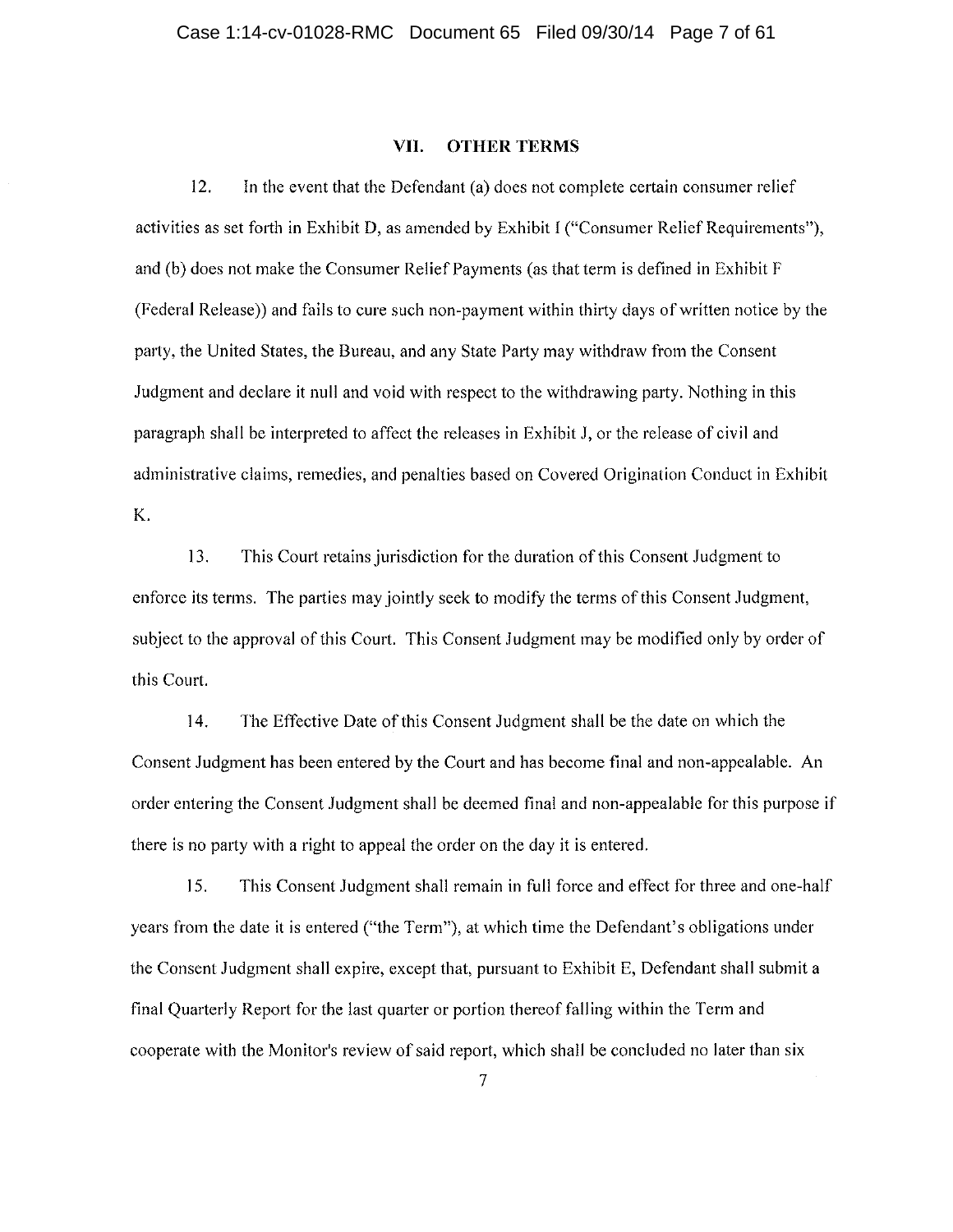## VII. OTHER TERMS

12. In the event that the Defendant (a) does not complete certain consumer relief activities as set forth in Exhibit D, as amended by Exhibit I ("Consumer Relief Requirements"), and (b) does not make the Consumer Relief Payments (as that term is defined in Exhibit F (Federal Release)) and fails to cure such non-payment within thirty days of written notice by the party, the United States, the Bureau, and any State Party may withdraw from the Consent Judgment and declare it null and void with respect to the withdrawing party. Nothing in this paragraph shall be interpreted to affect the releases in Exhibit J, or the release of civil and administrative claims, remedies, and penalties based on Covered Origination Conduct in Exhibit K.

13. This Court retains jurisdiction for the duration of this Consent Judgment to enforce its terms. The parties may jointly seek to modify the terms of this Consent Judgment, subject to the approval of this Court. This Consent Judgment may be modified only by order of this Court.

14. The Effective Date of this Consent Judgment shall be the date on which the Consent Judgment has been entered by the Court and has become final and non-appealable. An order entering the Consent Judgment shall be deemed final and non-appealable for this purpose if there is no party with a right to appeal the order on the day it is entered.

15. This Consent Judgment shall remain in full force and effect for three and one-half years from the date it is entered ("the Term"), at which time the Defendant's obligations under the Consent Judgment shall expire, except that, pursuant to Exhibit E, Defendant shall submit a final Quarterly Report for the last quarter or portion thereof falling within the Term and cooperate with the Monitor's review of said report, which shall be concluded no later than six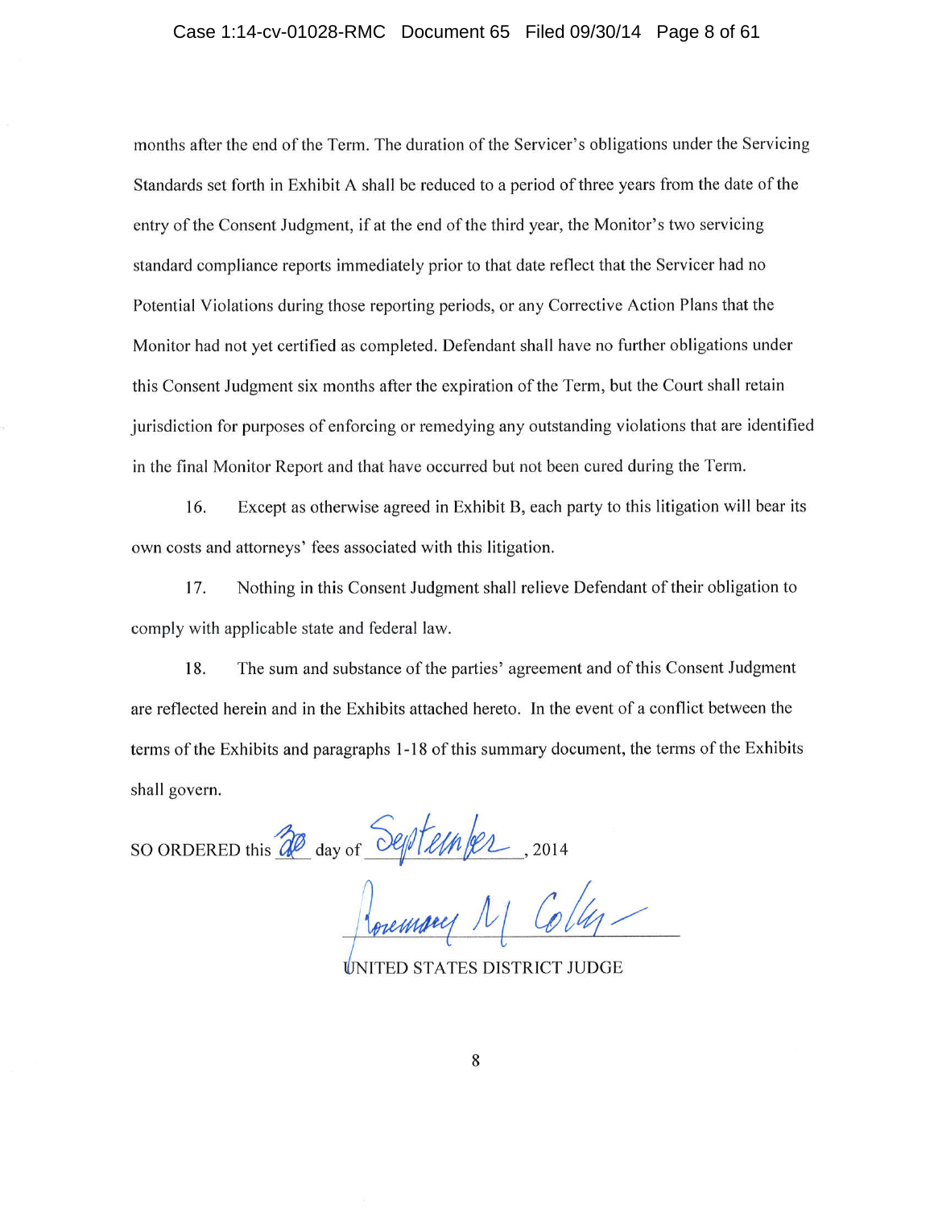months after the end of the Term. The duration of the Servicer's obligations under the Servicing Standards set forth in Exhibit A shall be reduced to a period of three years from the date of the entry of the Consent Judgment, if at the end of the third year, the Monitor's two servicing standard compliance reports immediately prior to that date reflect that the Servicer had no Potential Violations during those reporting periods, or any Corrective Action Plans that the Monitor had not yet certified as completed. Defendant shall have no further obligations under this Consent Judgment six months after the expiration of the Term, but the Court shall retain jurisdiction for purposes of enforcing or remedying any outstanding violations that are identified in the final Monitor Report and that have occurred but not been cured during the Term.

16. Except as otherwise agreed in Exhibit B, each party to this litigation will bear its own costs and attorneys' fees associated with this litigation.

17. Nothing in this Consent Judgment shall relieve Defendant of their obligation to comply with applicable state and federal law.

18. The sum and substance of the parties' agreement and of this Consent Judgment are reflected herein and in the Exhibits attached hereto. In the event of a conflict between the terms of the Exhibits and paragraphs 1-18 of this summary document, the terms of the Exhibits shall govern.

SO ORDERED this 30 day of September, 2014

Rosemary M. Collyer

UNITED STATES DISTRICT JUDGE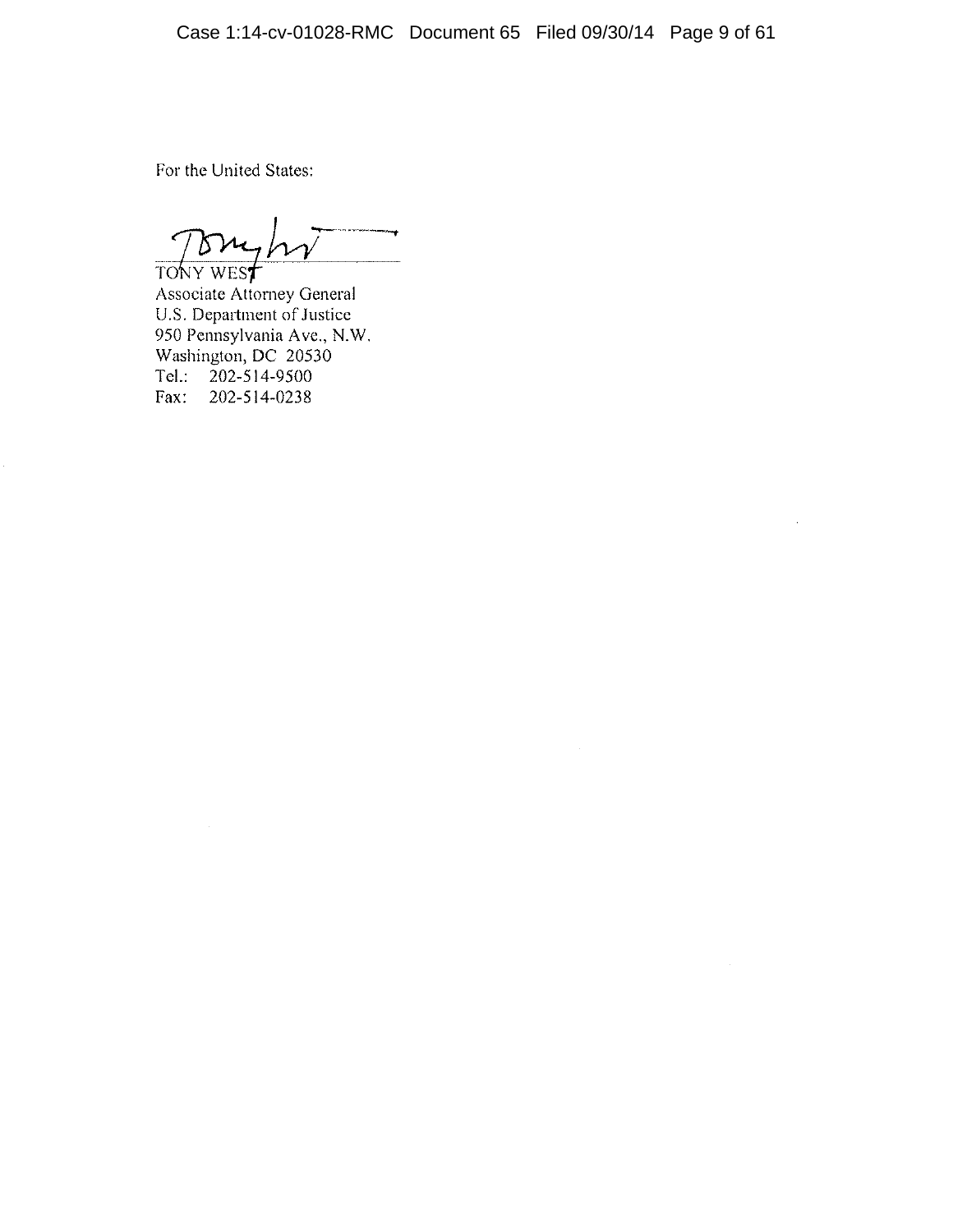For the United States:

TONY WEST
Associate Attorney General
U.S. Department of Justice
950 Pennsylvania Ave., N.W.
Washington, DC 20530
Tel.: 202-514-9500
Fax: 202-514-0238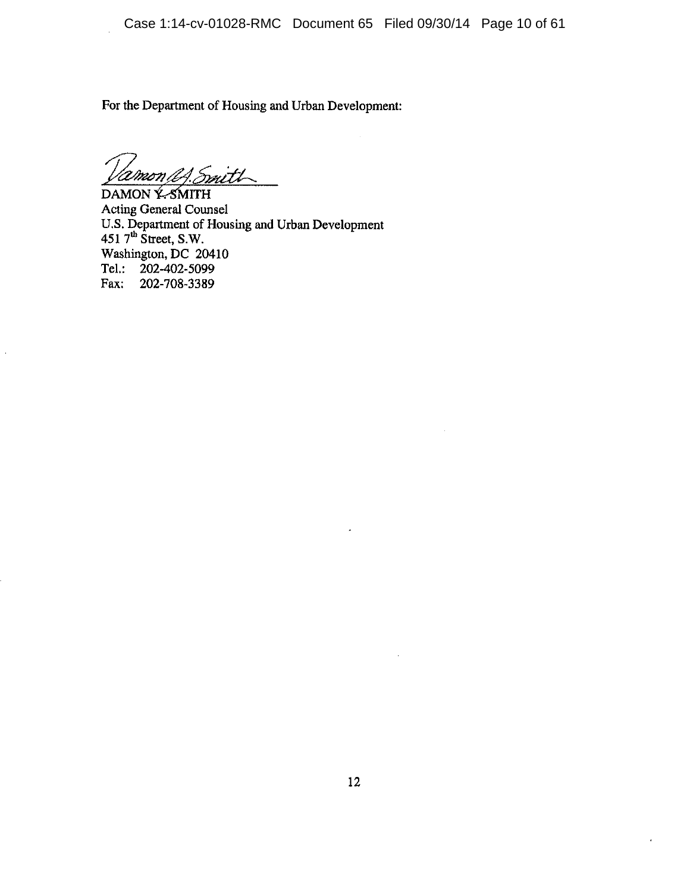For the Department of Housing and Urban Development:

DAMON Y. SMITH
Acting General Counsel
U.S. Department of Housing and Urban Development
451 7th Street, S.W.
Washington, DC 20410
Tel.: 202-402-5099
Fax: 202-708-3389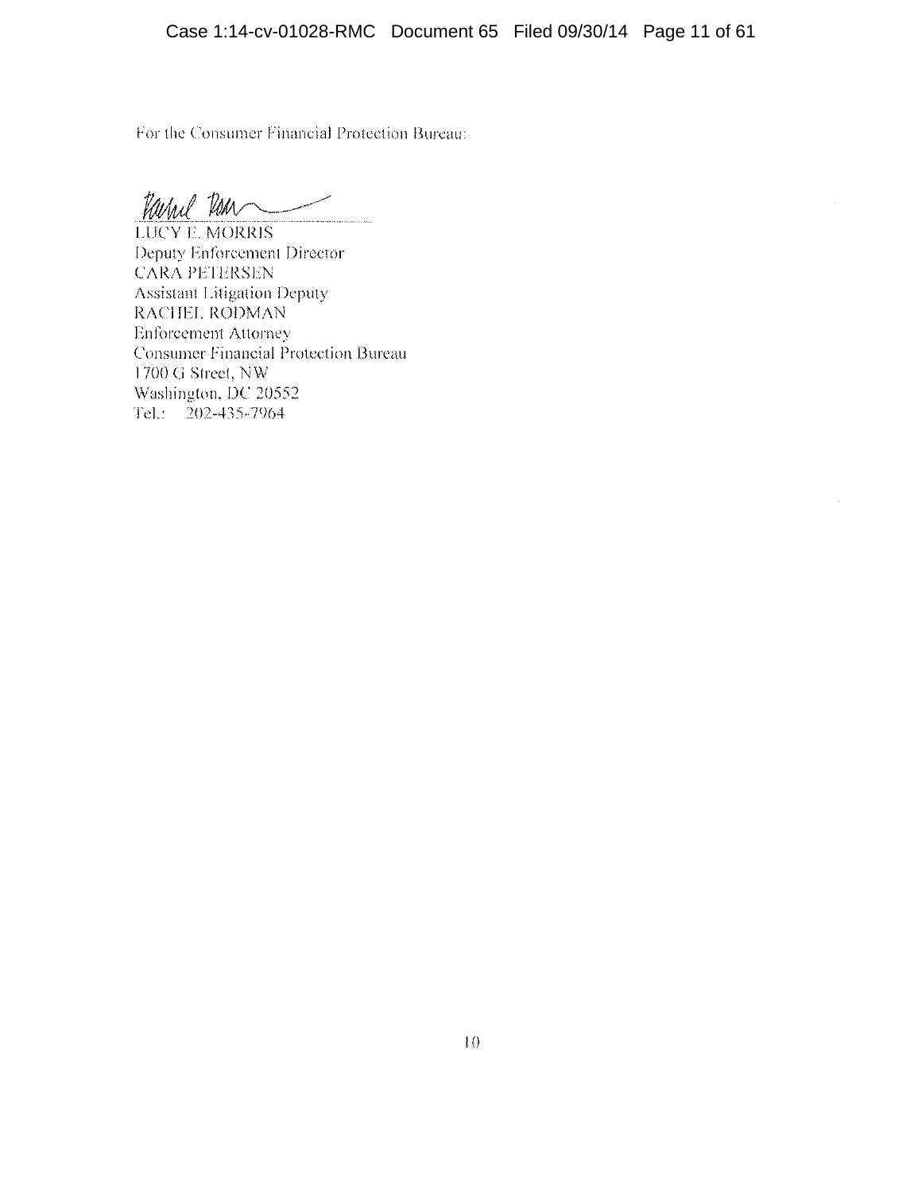For the Consumer Financial Protection Bureau:

LUCY E. MORRIS
Deputy Enforcement Director
CARA PETERSEN
Assistant Litigation Deputy
RACHEL RODMAN
Enforcement Attorney
Consumer Financial Protection Bureau
1700 G Street, NW
Washington, DC 20552
Tel.: 202-435-7964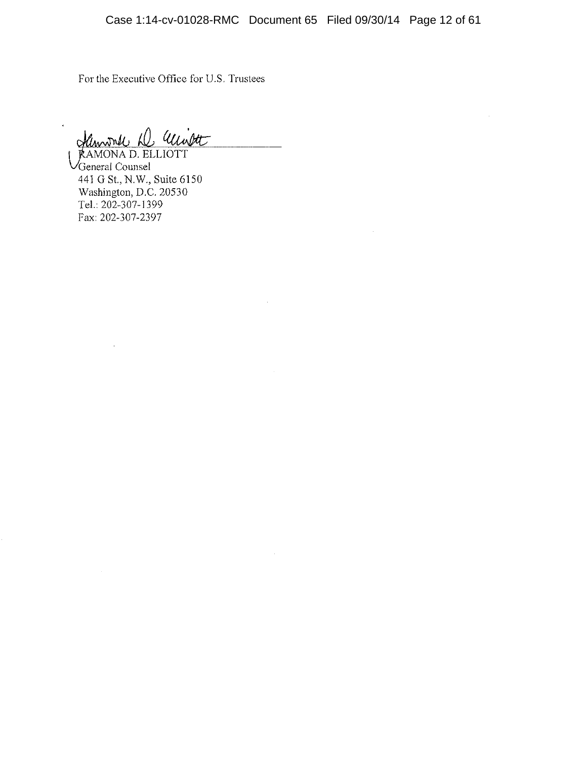For the Executive Office for U.S. Trustees

RAMONA D. ELLIOTT
General Counsel
441 G St., N.W., Suite 6150
Washington, D.C. 20530
Tel.: 202-307-1399
Fax: 202-307-2397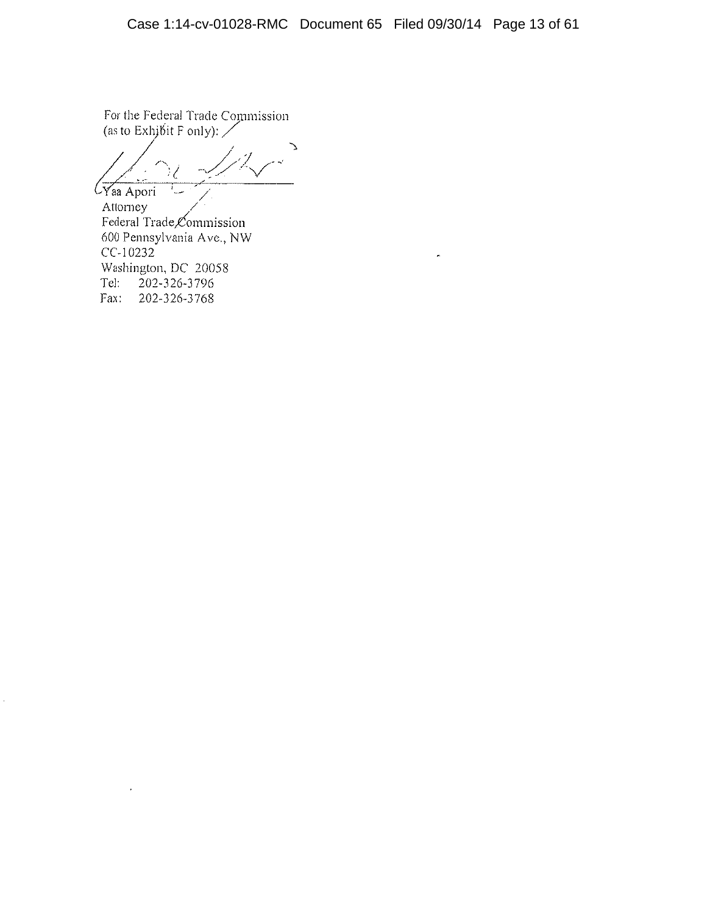For the Federal Trade Commission
(as to Exhibit F only):

\_\_\_\_\_\_\_\_\_\_\_\_\_\_\_\_\_\_\_\_\_\_\_\_\_\_\_\_\_\_

Yaa Apori
Attorney
Federal Trade Commission
600 Pennsylvania Ave., NW
CC-10232
Washington, DC 20058
Tel: 202-326-3796
Fax: 202-326-3768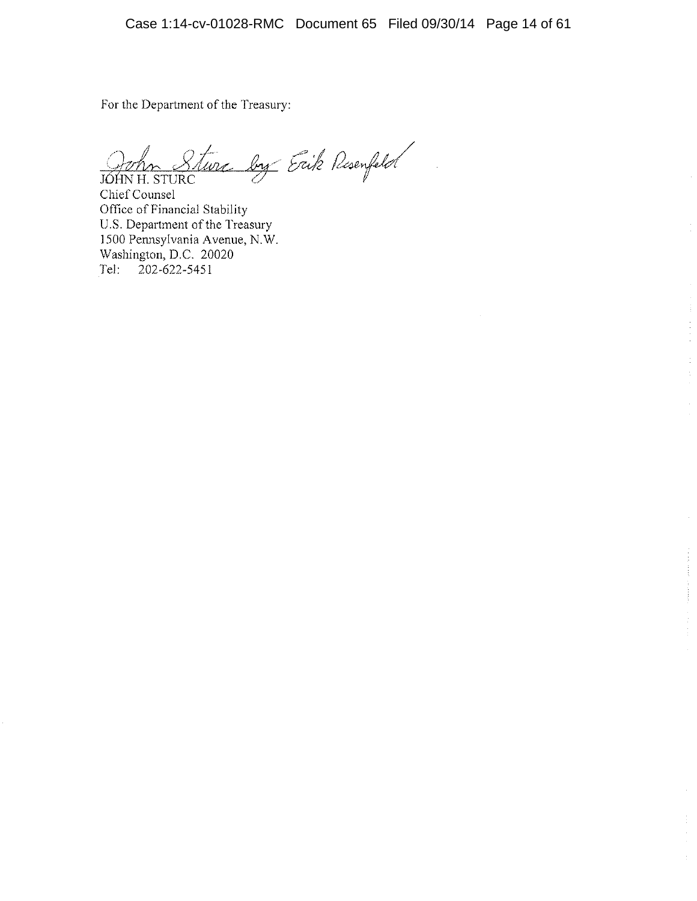For the Department of the Treasury:

John Sturc by Erik Rosenfeld

JOHN H. STURC
Chief Counsel
Office of Financial Stability
U.S. Department of the Treasury
1500 Pennsylvania Avenue, N.W.
Washington, D.C. 20020
Tel: 202-622-5451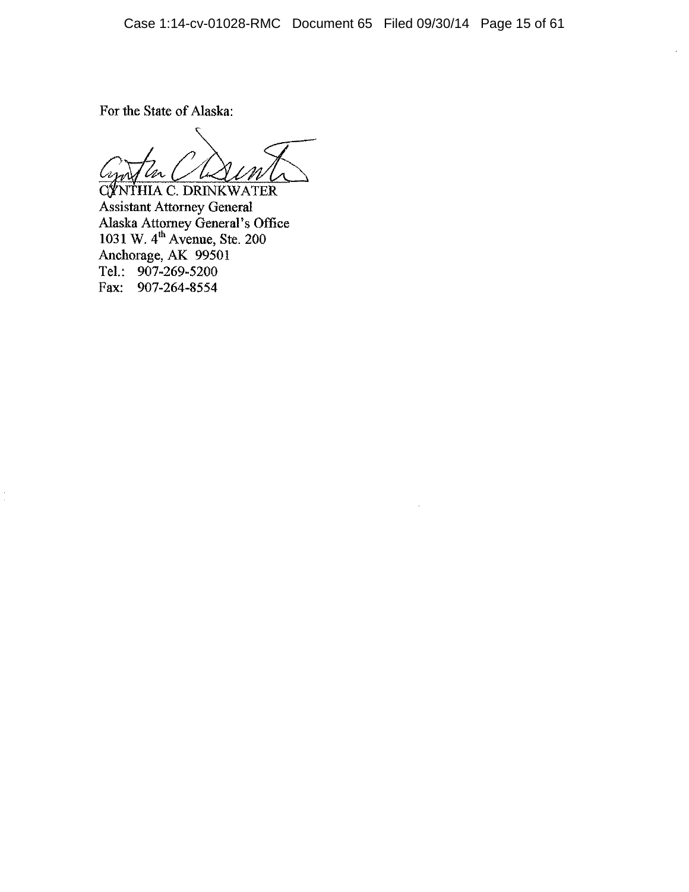For the State of Alaska:

CYNTHIA C. DRINKWATER
Assistant Attorney General
Alaska Attorney General's Office
1031 W. 4th Avenue, Ste. 200
Anchorage, AK 99501
Tel.: 907-269-5200
Fax: 907-264-8554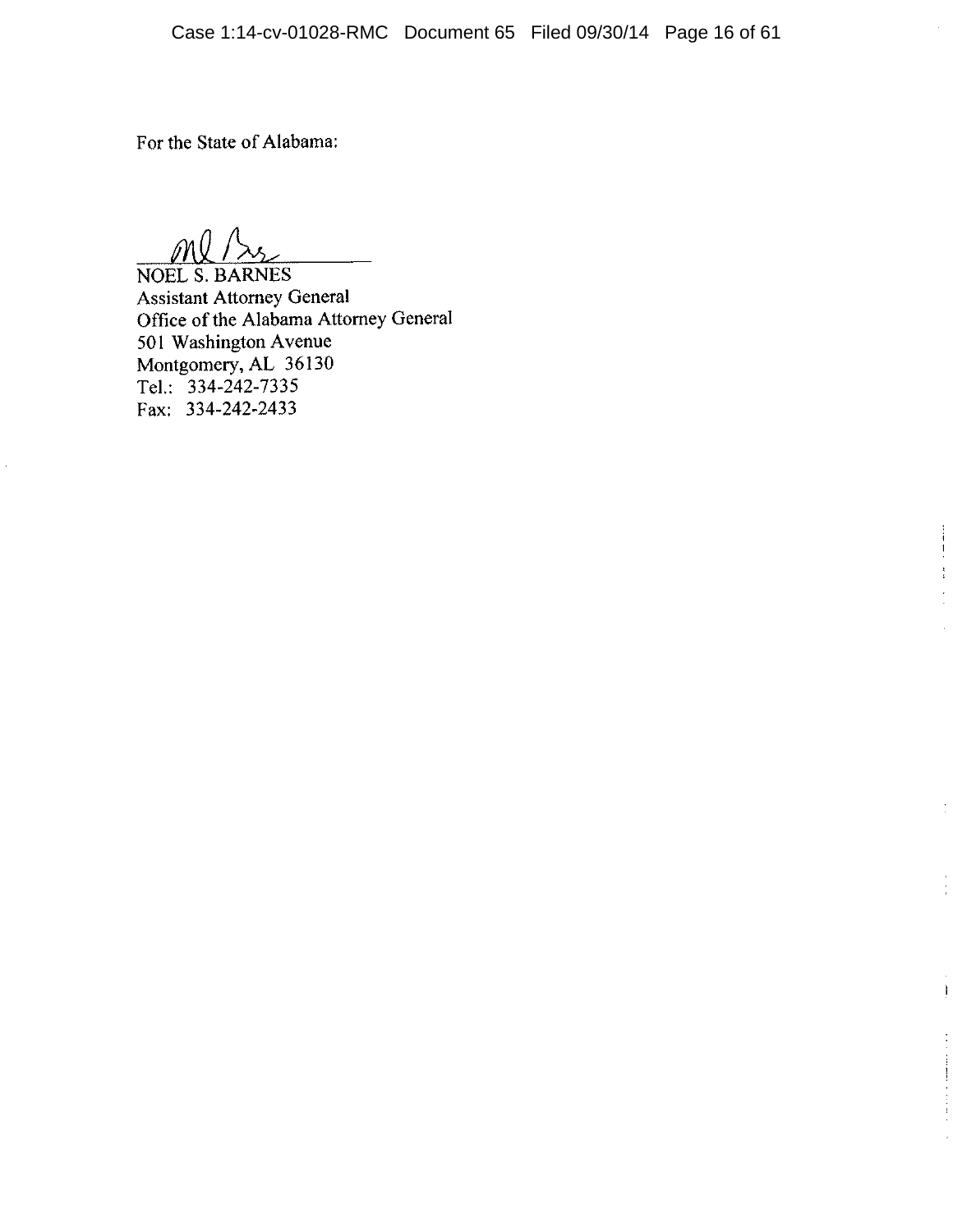For the State of Alabama:

NOEL S. BARNES  
Assistant Attorney General  
Office of the Alabama Attorney General  
501 Washington Avenue  
Montgomery, AL 36130  
Tel.: 334-242-7335  
Fax: 334-242-2433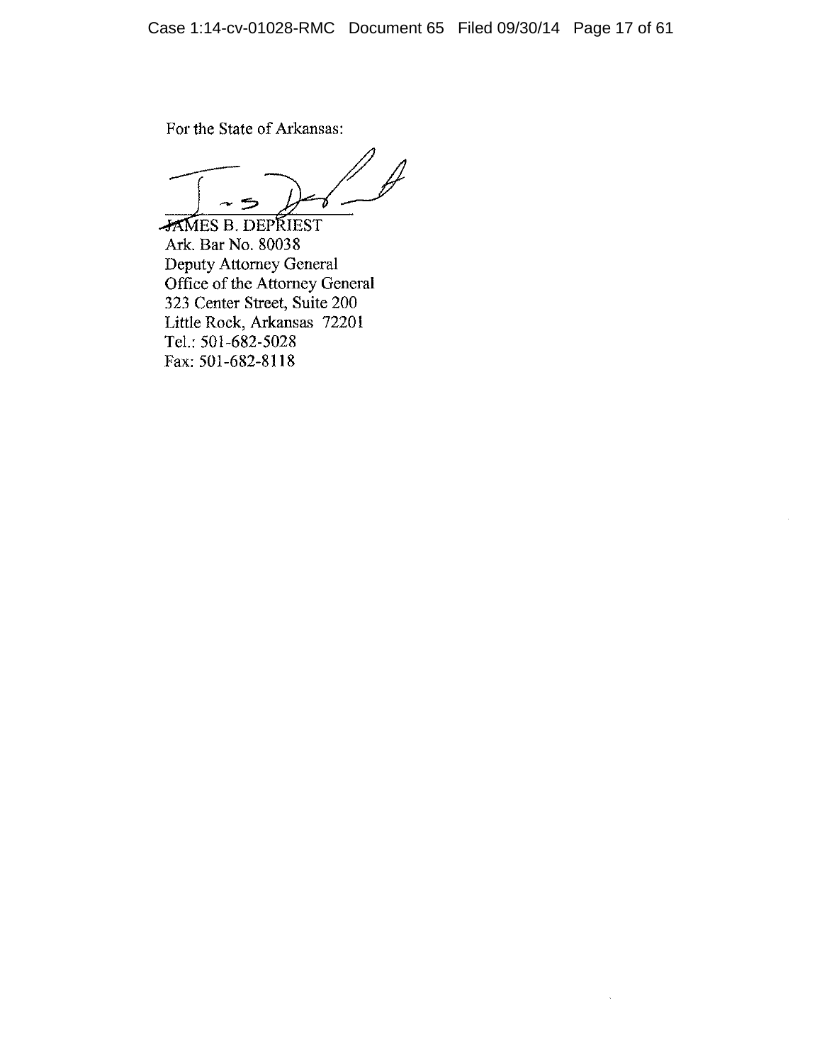For the State of Arkansas:

JAMES B. DEPRIEST
Ark. Bar No. 80038
Deputy Attorney General
Office of the Attorney General
323 Center Street, Suite 200
Little Rock, Arkansas 72201
Tel.: 501-682-5028
Fax: 501-682-8118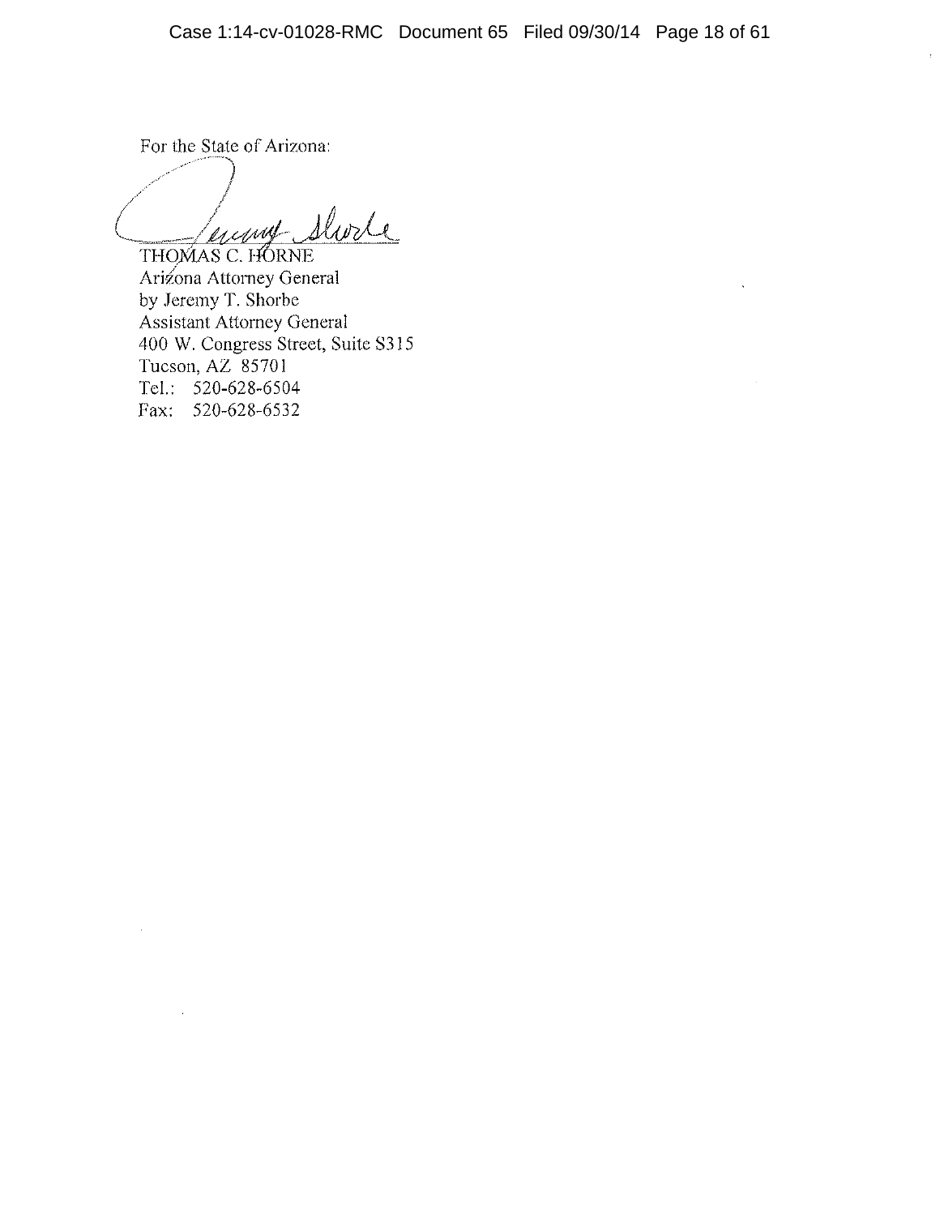For the State of Arizona:

THOMAS C. HORNE
Arizona Attorney General
by Jeremy T. Shorbe
Assistant Attorney General
400 W. Congress Street, Suite S315
Tucson, AZ 85701
Tel.: 520-628-6504
Fax: 520-628-6532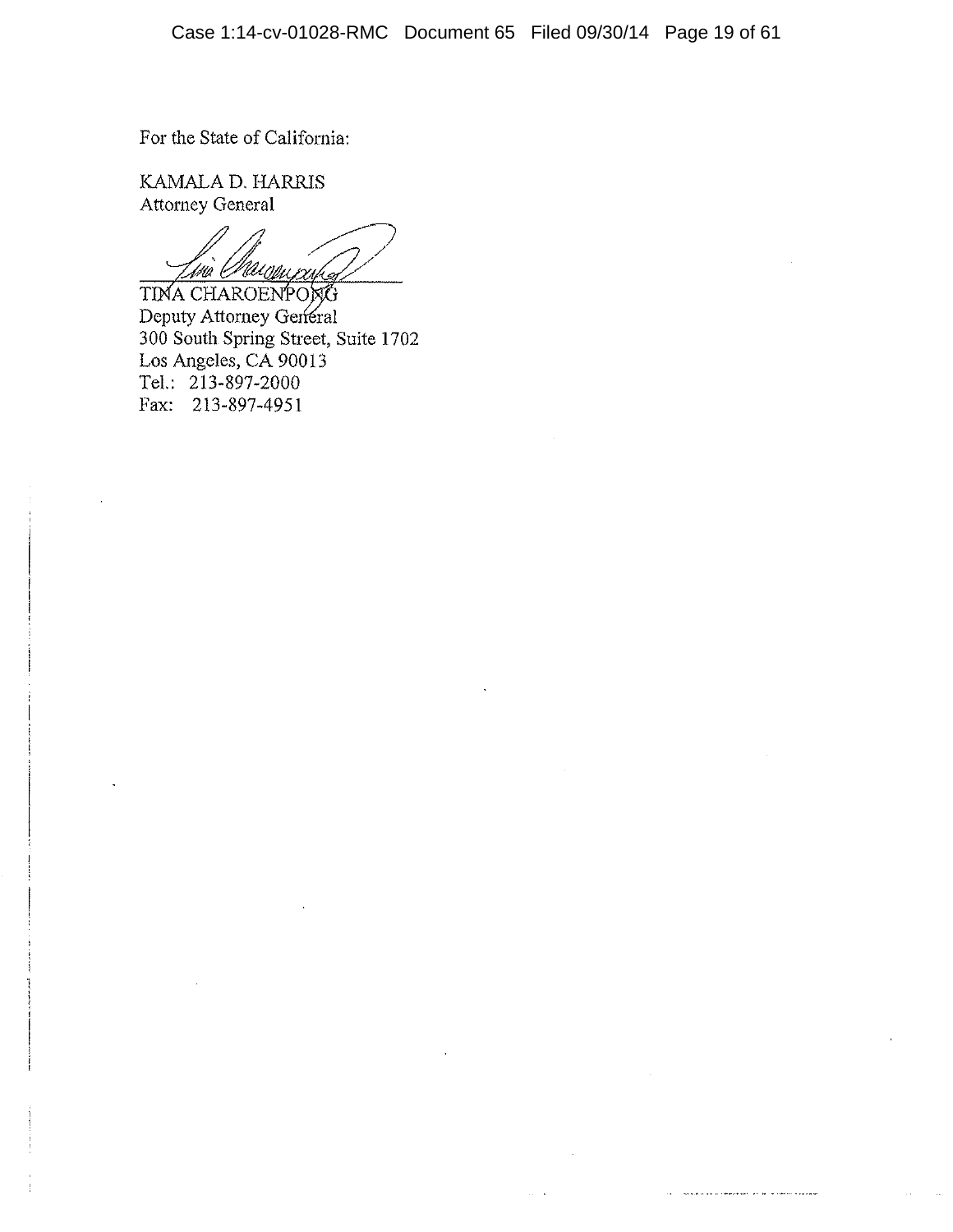For the State of California:

KAMALA D. HARRIS
Attorney General

TINA CHAROENPONG
Deputy Attorney General
300 South Spring Street, Suite 1702
Los Angeles, CA 90013
Tel.: 213-897-2000
Fax: 213-897-4951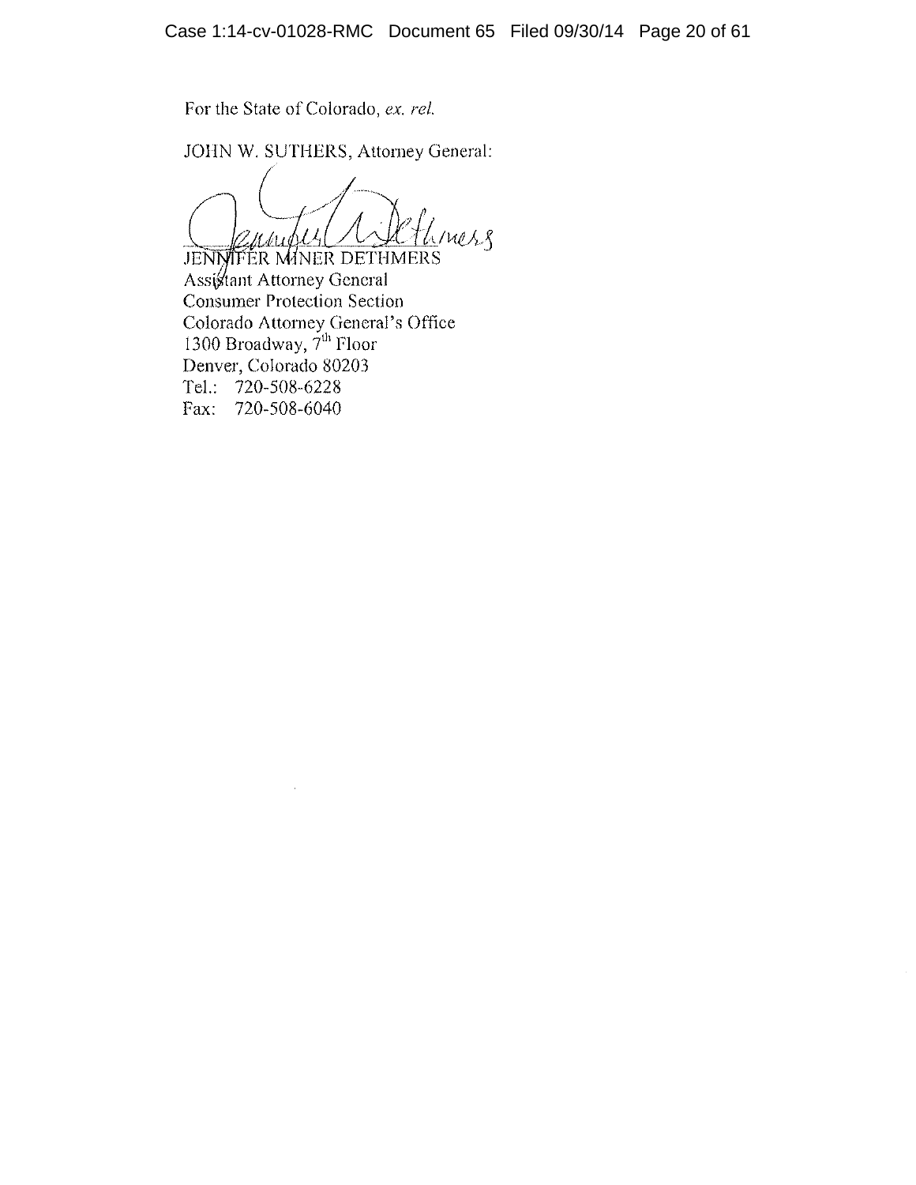For the State of Colorado, *ex. rel.*

JOHN W. SUTHERS, Attorney General:

JENNIFER MINER DETHMERS
Assistant Attorney General
Consumer Protection Section
Colorado Attorney General's Office
1300 Broadway, 7th Floor
Denver, Colorado 80203
Tel.: 720-508-6228
Fax: 720-508-6040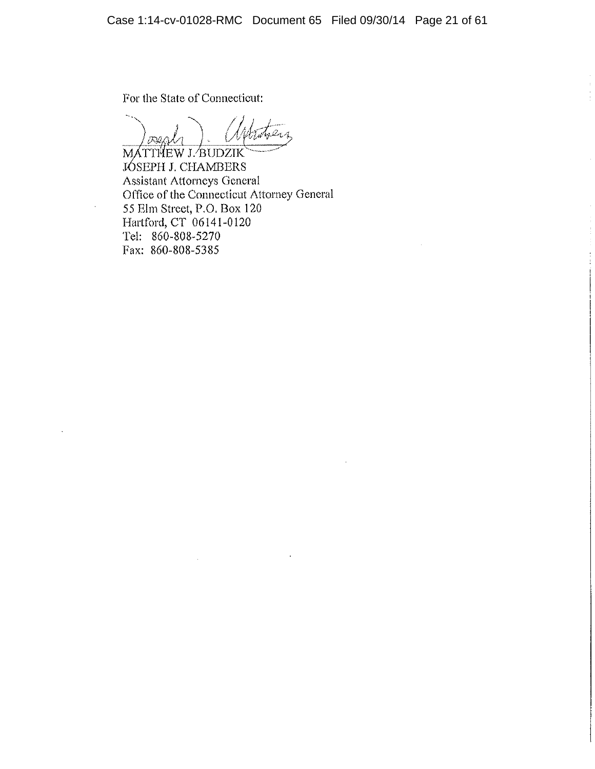For the State of Connecticut:

MATTHEW J. BUDZIK
JOSEPH J. CHAMBERS
Assistant Attorneys General
Office of the Connecticut Attorney General
55 Elm Street, P.O. Box 120
Hartford, CT 06141-0120
Tel: 860-808-5270
Fax: 860-808-5385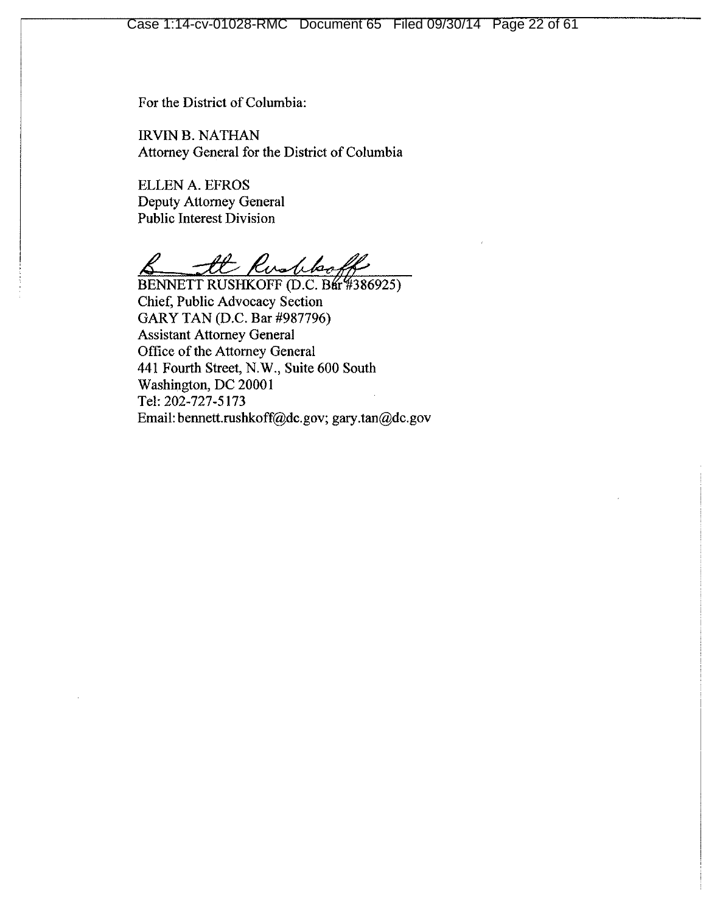For the District of Columbia:

IRVIN B. NATHAN
Attorney General for the District of Columbia

ELLEN A. EFROS
Deputy Attorney General
Public Interest Division

BENNETT RUSHKOFF (D.C. Bar #386925)
Chief, Public Advocacy Section
GARY TAN (D.C. Bar #987796)
Assistant Attorney General
Office of the Attorney General
441 Fourth Street, N.W., Suite 600 South
Washington, DC 20001
Tel: 202-727-5173
Email: bennett.rushkoff@dc.gov; gary.tan@dc.gov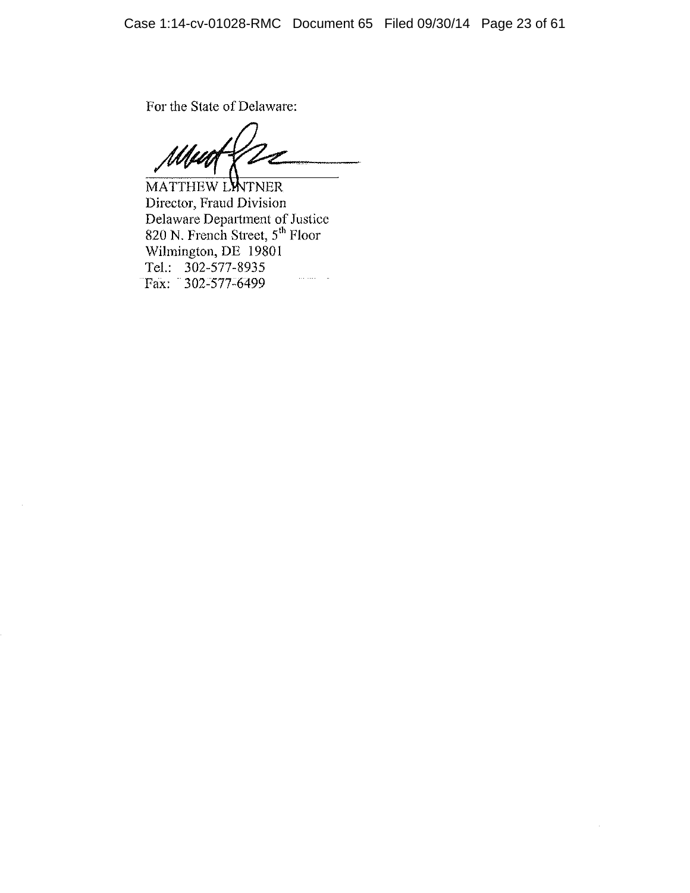For the State of Delaware:

MATTHEW LINTNER
Director, Fraud Division
Delaware Department of Justice
820 N. French Street, 5th Floor
Wilmington, DE 19801
Tel.: 302-577-8935
Fax: 302-577-6499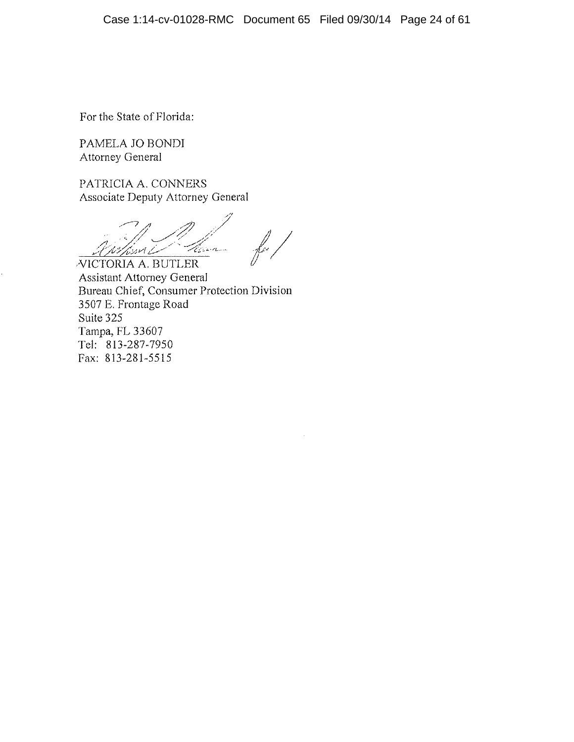For the State of Florida:

PAMELA JO BONDI
Attorney General

PATRICIA A. CONNERS
Associate Deputy Attorney General

_______________________________
VICTORIA A. BUTLER
Assistant Attorney General
Bureau Chief, Consumer Protection Division
3507 E. Frontage Road
Suite 325
Tampa, FL 33607
Tel: 813-287-7950
Fax: 813-281-5515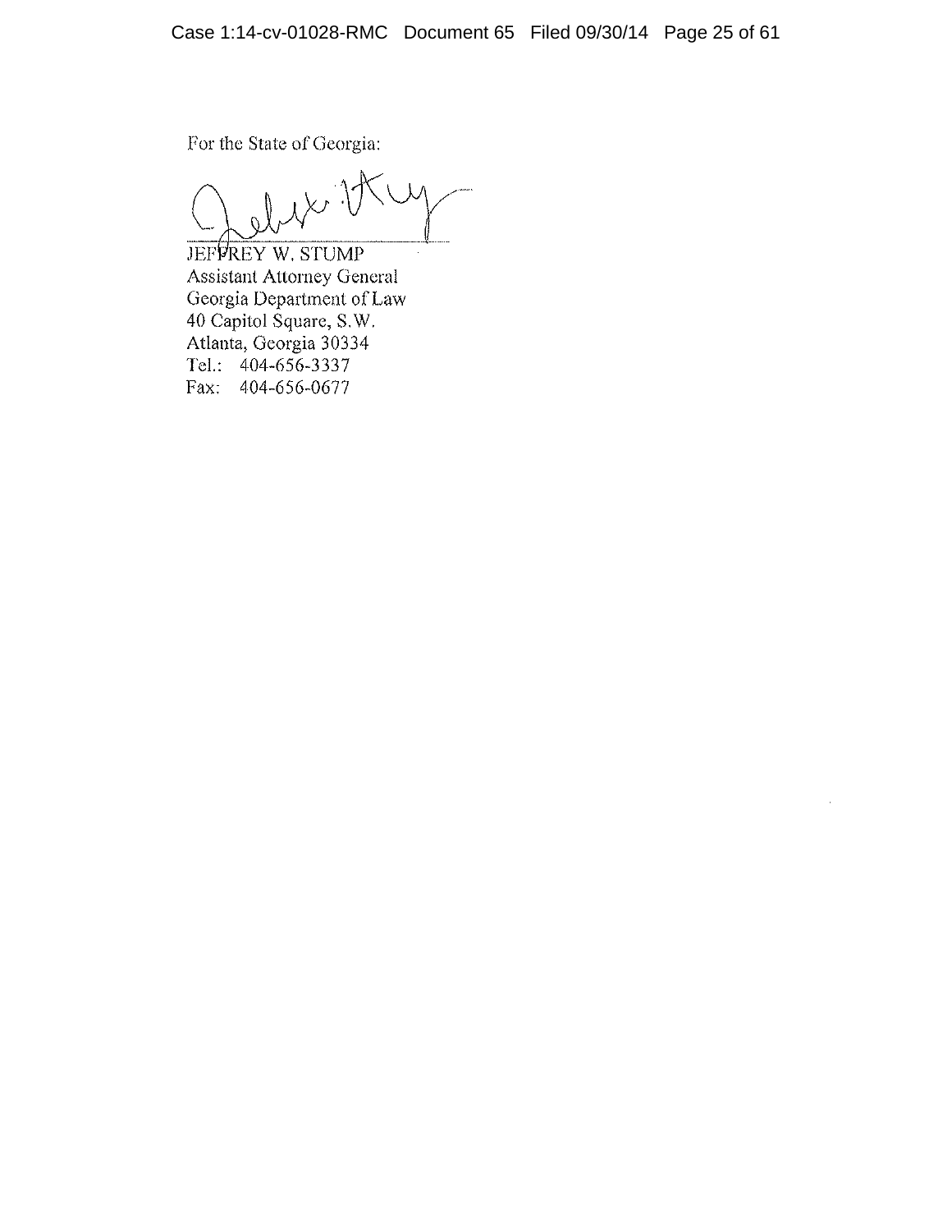For the State of Georgia:

JEFFREY W. STUMP
Assistant Attorney General
Georgia Department of Law
40 Capitol Square, S.W.
Atlanta, Georgia 30334
Tel.: 404-656-3337
Fax: 404-656-0677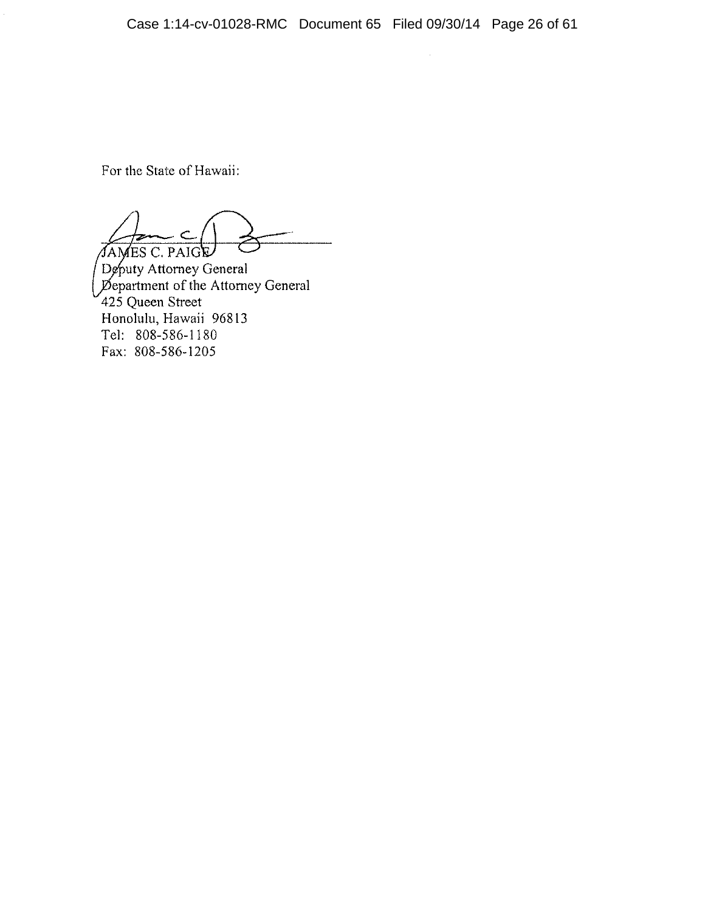For the State of Hawaii:

JAMES C. PAIGE
Deputy Attorney General
Department of the Attorney General
425 Queen Street
Honolulu, Hawaii 96813
Tel: 808-586-1180
Fax: 808-586-1205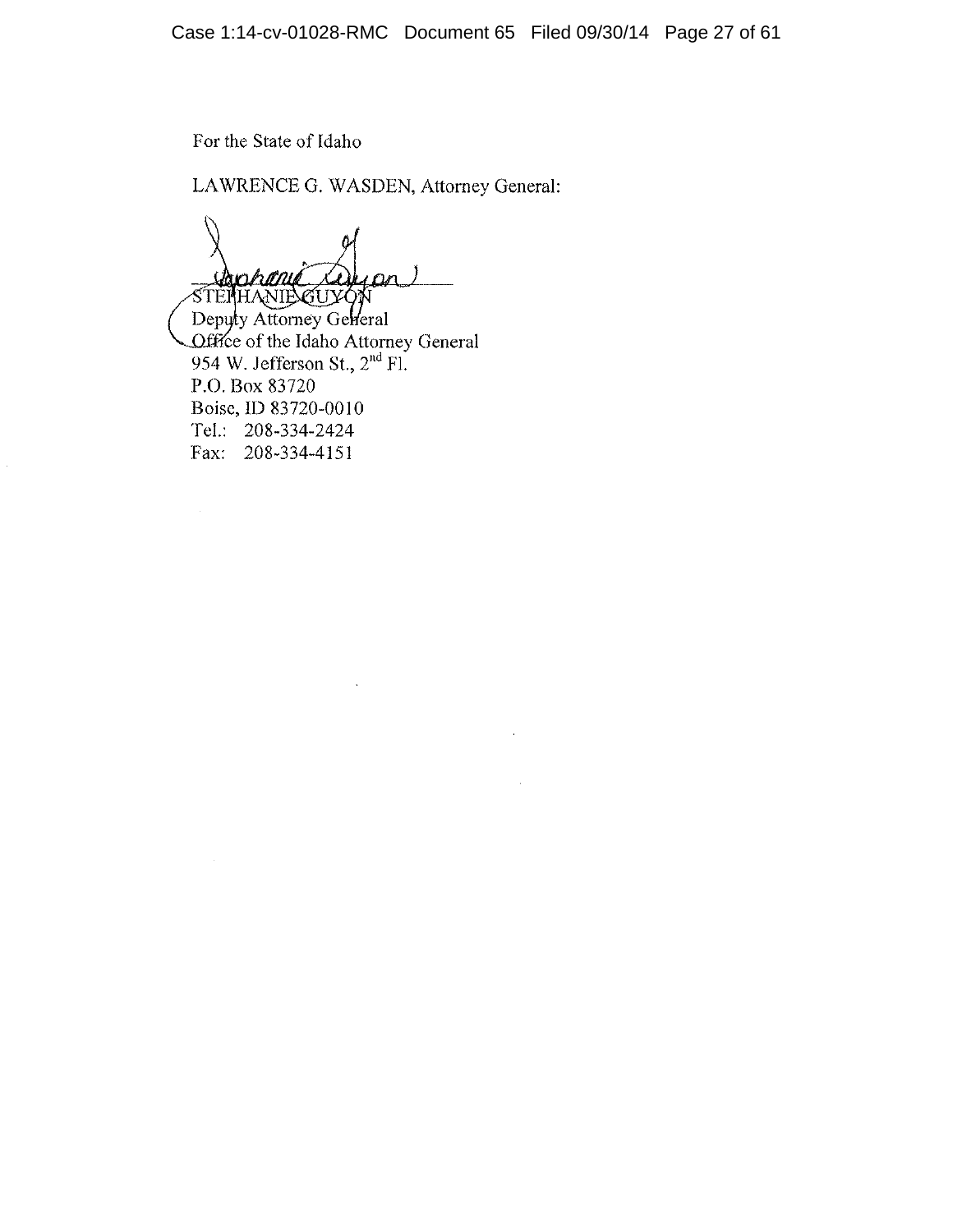For the State of Idaho

LAWRENCE G. WASDEN, Attorney General:

STEPHANIE GUYON
Deputy Attorney General
Office of the Idaho Attorney General
954 W. Jefferson St., $2^{nd}$ Fl.
P.O. Box 83720
Boise, ID 83720-0010
Tel.: 208-334-2424
Fax: 208-334-4151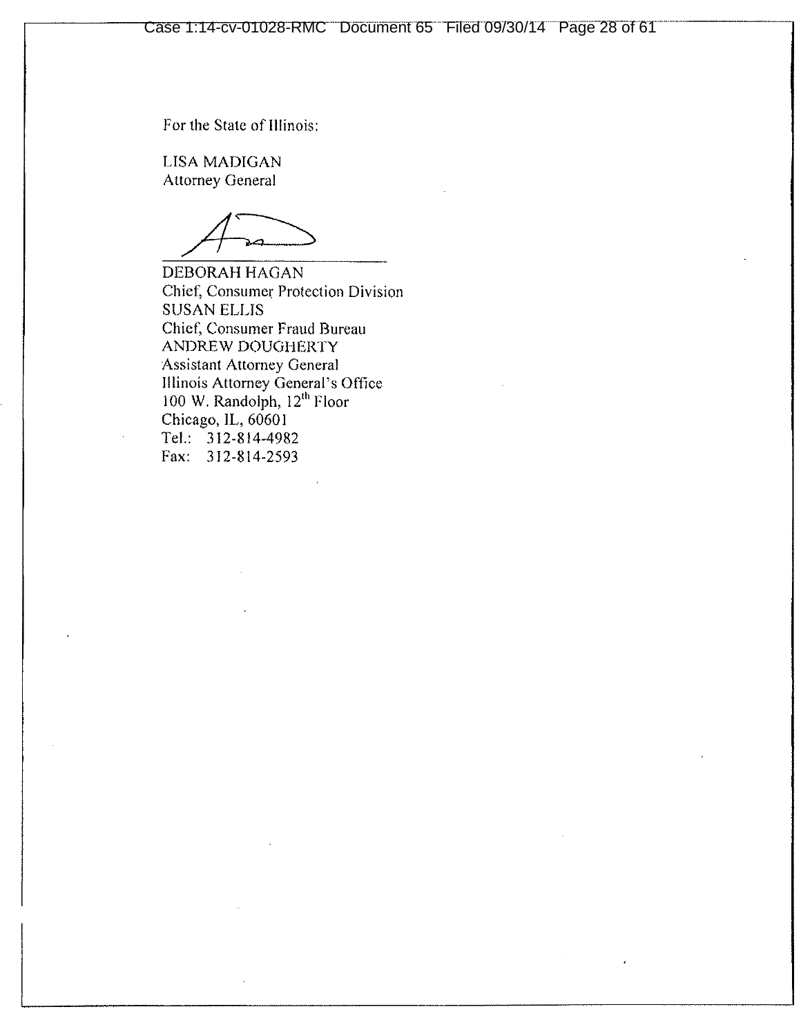For the State of Illinois:

LISA MADIGAN
Attorney General

_______________________________
DEBORAH HAGAN
Chief, Consumer Protection Division
SUSAN ELLIS
Chief, Consumer Fraud Bureau
ANDREW DOUGHERTY
Assistant Attorney General
Illinois Attorney General's Office
100 W. Randolph, 12th Floor
Chicago, IL, 60601
Tel.: 312-814-4982
Fax: 312-814-2593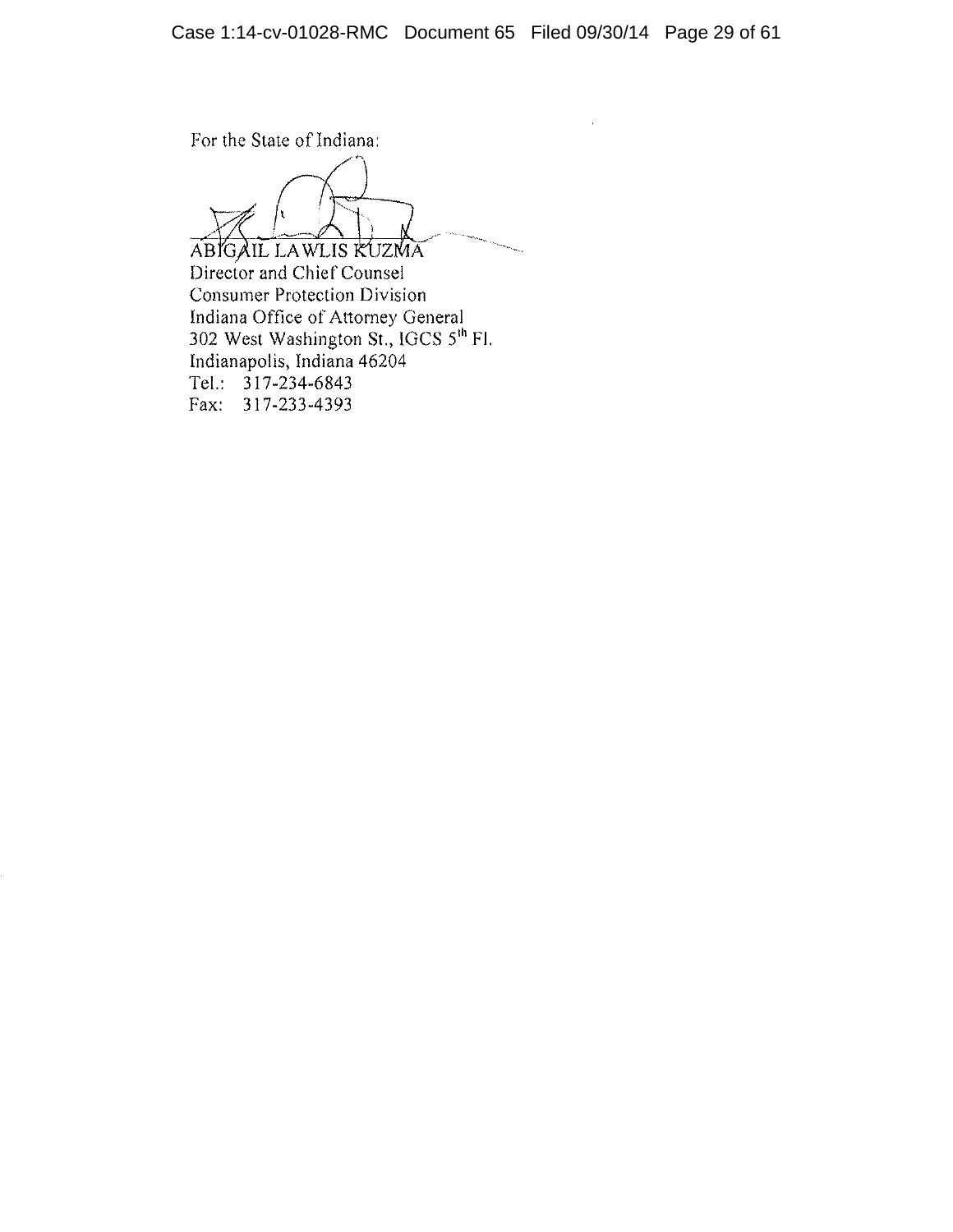For the State of Indiana:

ABIGAIL LAWLIS KUZMA  
Director and Chief Counsel  
Consumer Protection Division  
Indiana Office of Attorney General  
302 West Washington St., IGCS 5th Fl.  
Indianapolis, Indiana 46204  
Tel.: 317-234-6843  
Fax: 317-233-4393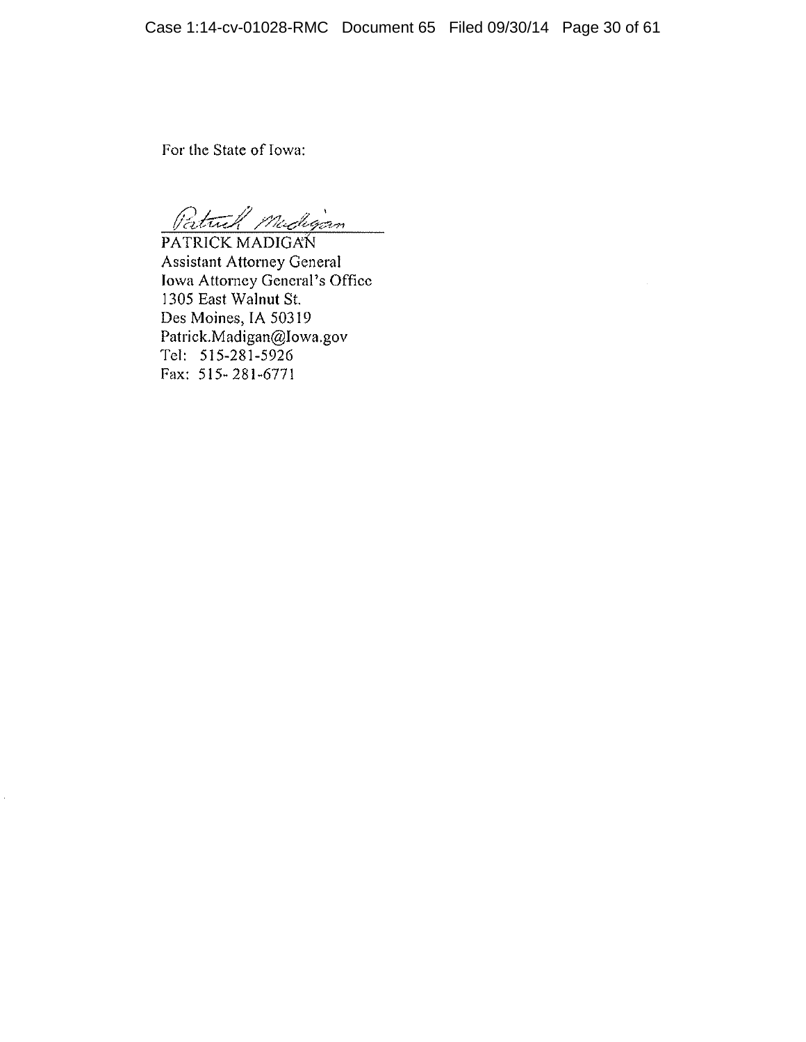For the State of Iowa:

*Patrick Madigan*

PATRICK MADIGAN
Assistant Attorney General
Iowa Attorney General's Office
1305 East Walnut St.
Des Moines, IA 50319
Patrick.Madigan@Iowa.gov
Tel: 515-281-5926
Fax: 515-281-6771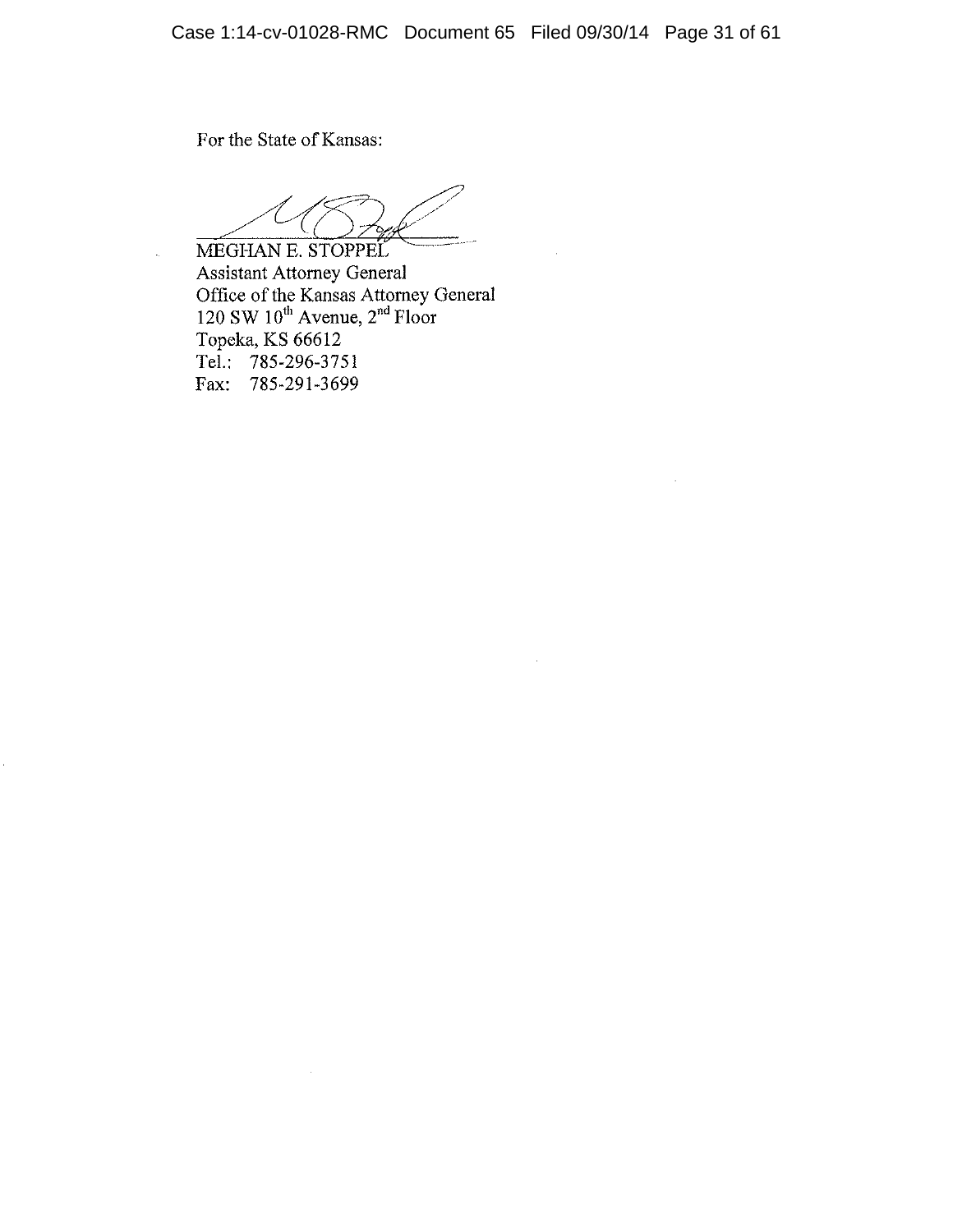For the State of Kansas:

MEGHAN E. STOPPEL
Assistant Attorney General
Office of the Kansas Attorney General
120 SW 10th Avenue, 2nd Floor
Topeka, KS 66612
Tel.: 785-296-3751
Fax: 785-291-3699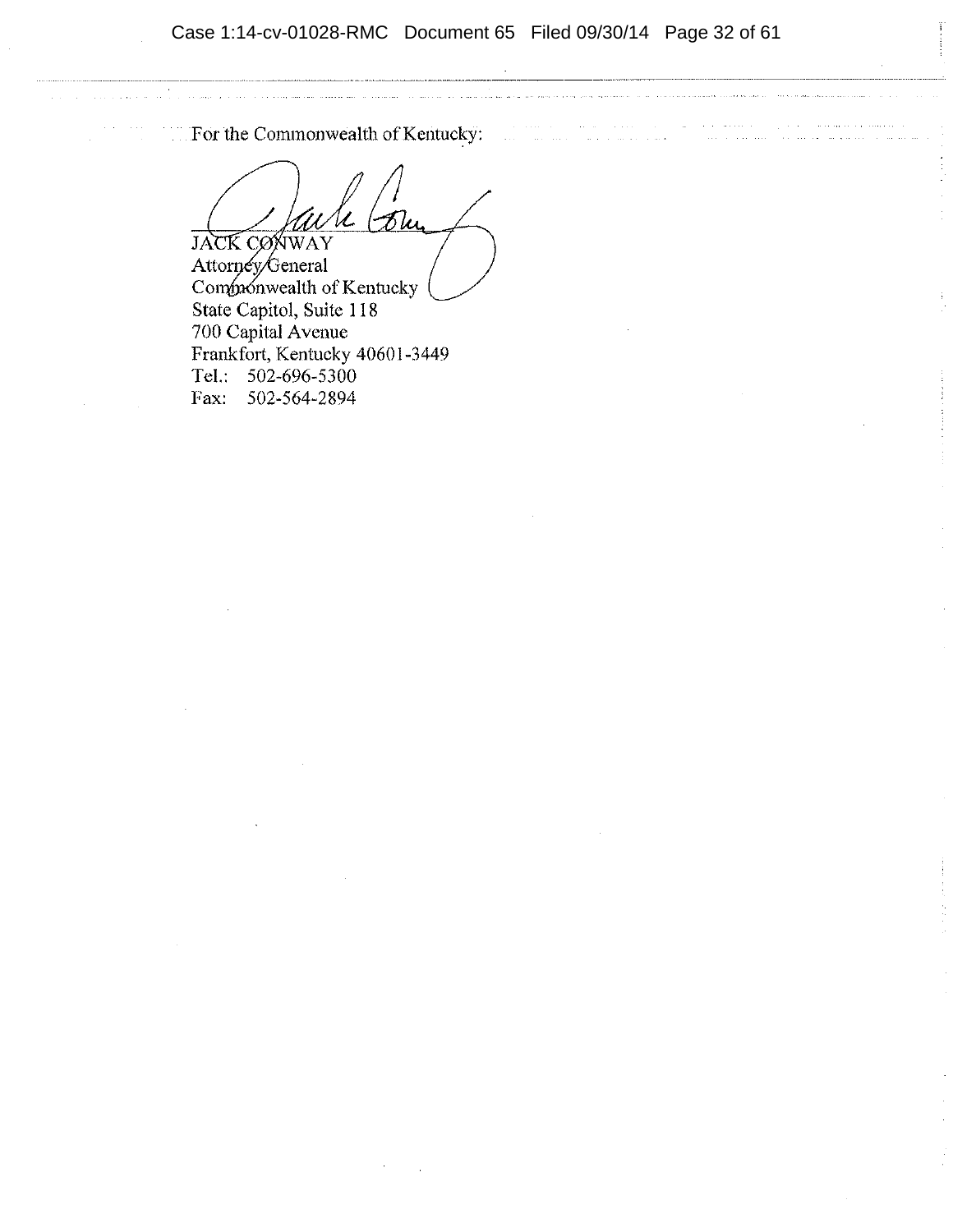For the Commonwealth of Kentucky:

JACK CONWAY
Attorney General
Commonwealth of Kentucky
State Capitol, Suite 118
700 Capital Avenue
Frankfort, Kentucky 40601-3449
Tel.: 502-696-5300
Fax: 502-564-2894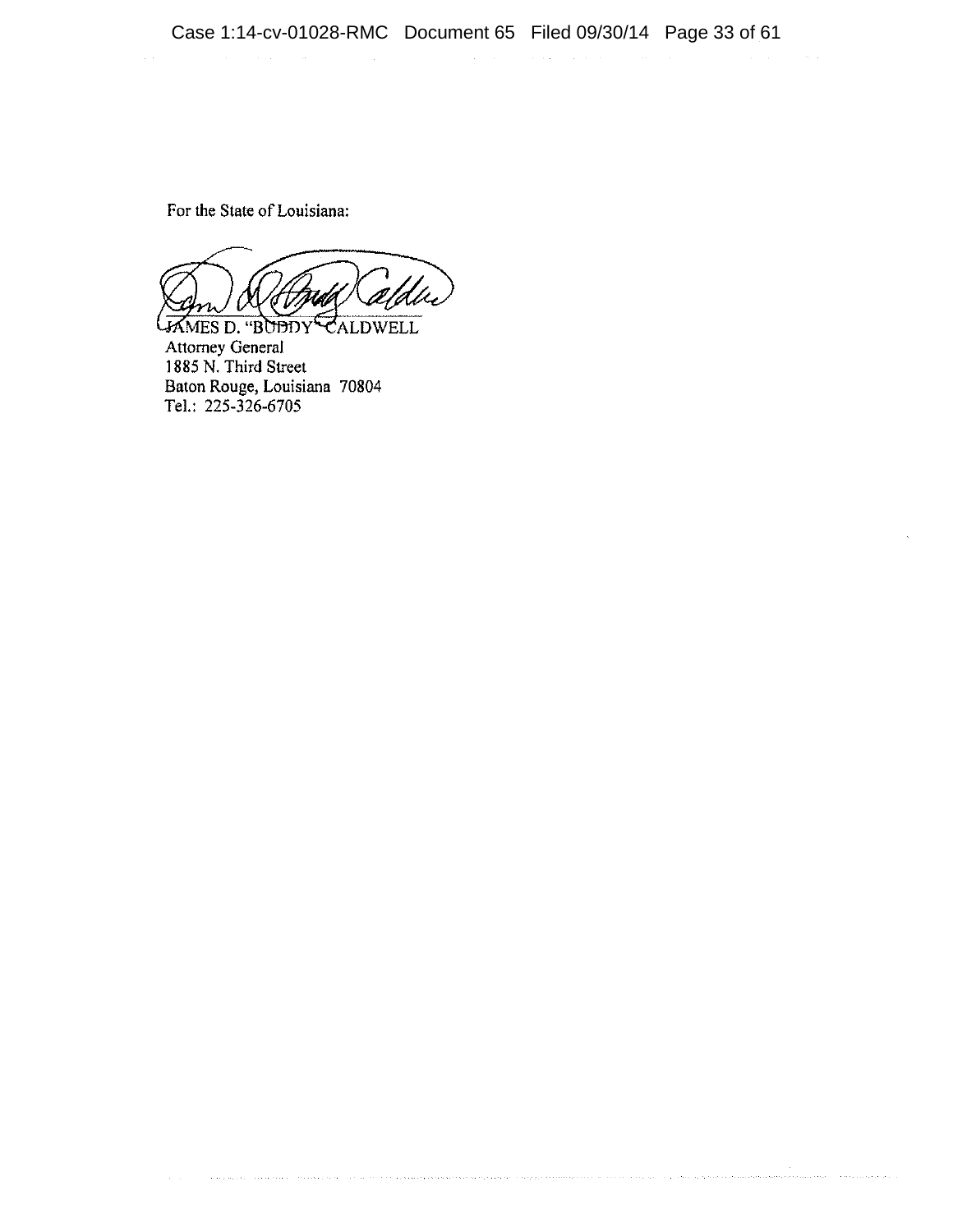For the State of Louisiana:

JAMES D. "BUDDY" CALDWELL
Attorney General
1885 N. Third Street
Baton Rouge, Louisiana 70804
Tel.: 225-326-6705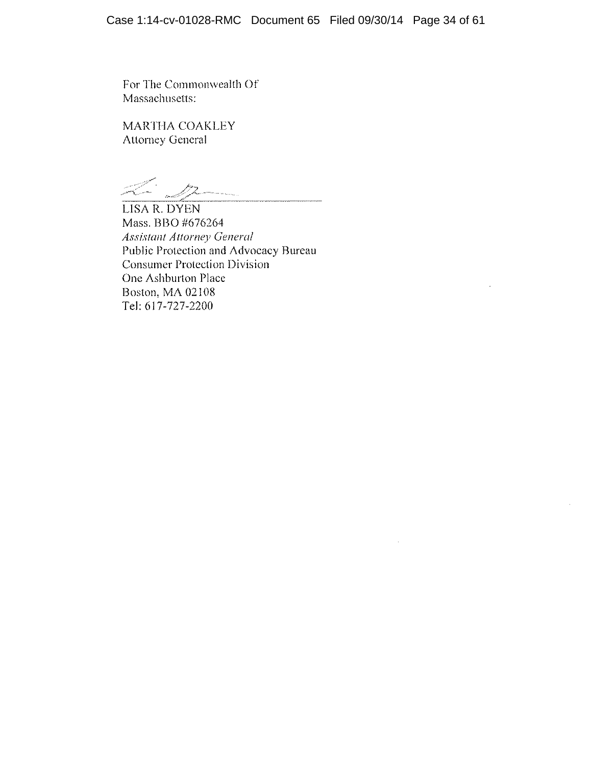For The Commonwealth Of
Massachusetts:

MARTHA COAKLEY
Attorney General

_______________________________
LISA R. DYEN
Mass. BBO #676264
*Assistant Attorney General*
Public Protection and Advocacy Bureau
Consumer Protection Division
One Ashburton Place
Boston, MA 02108
Tel: 617-727-2200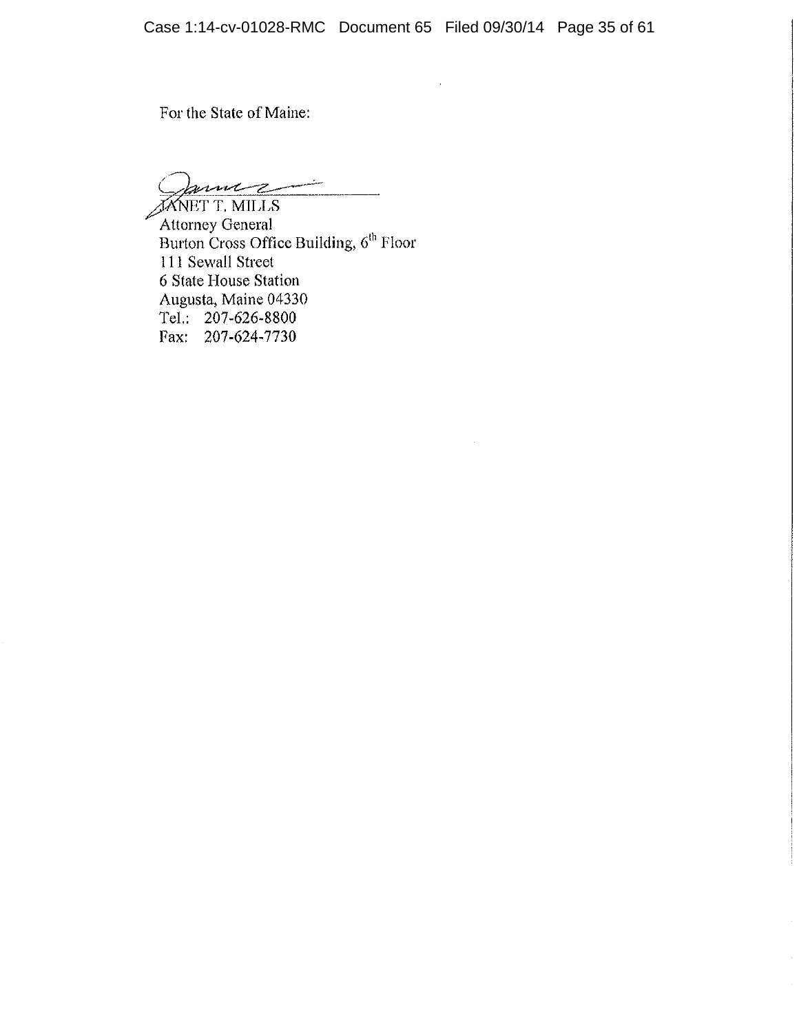For the State of Maine:

JANET T. MILLS
Attorney General
Burton Cross Office Building, 6th Floor
111 Sewall Street
6 State House Station
Augusta, Maine 04330
Tel.: 207-626-8800
Fax: 207-624-7730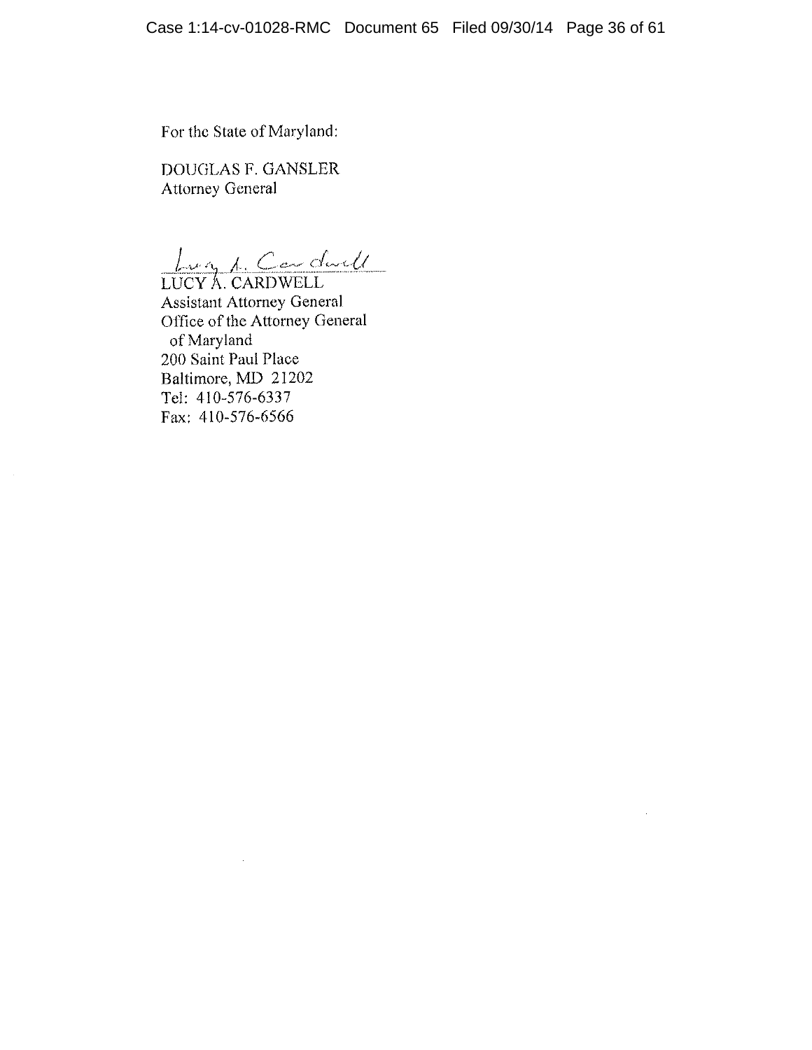For the State of Maryland:

DOUGLAS F. GANSLER
Attorney General

Lucy A. Cardwell
LUCY A. CARDWELL
Assistant Attorney General
Office of the Attorney General
of Maryland
200 Saint Paul Place
Baltimore, MD 21202
Tel: 410-576-6337
Fax: 410-576-6566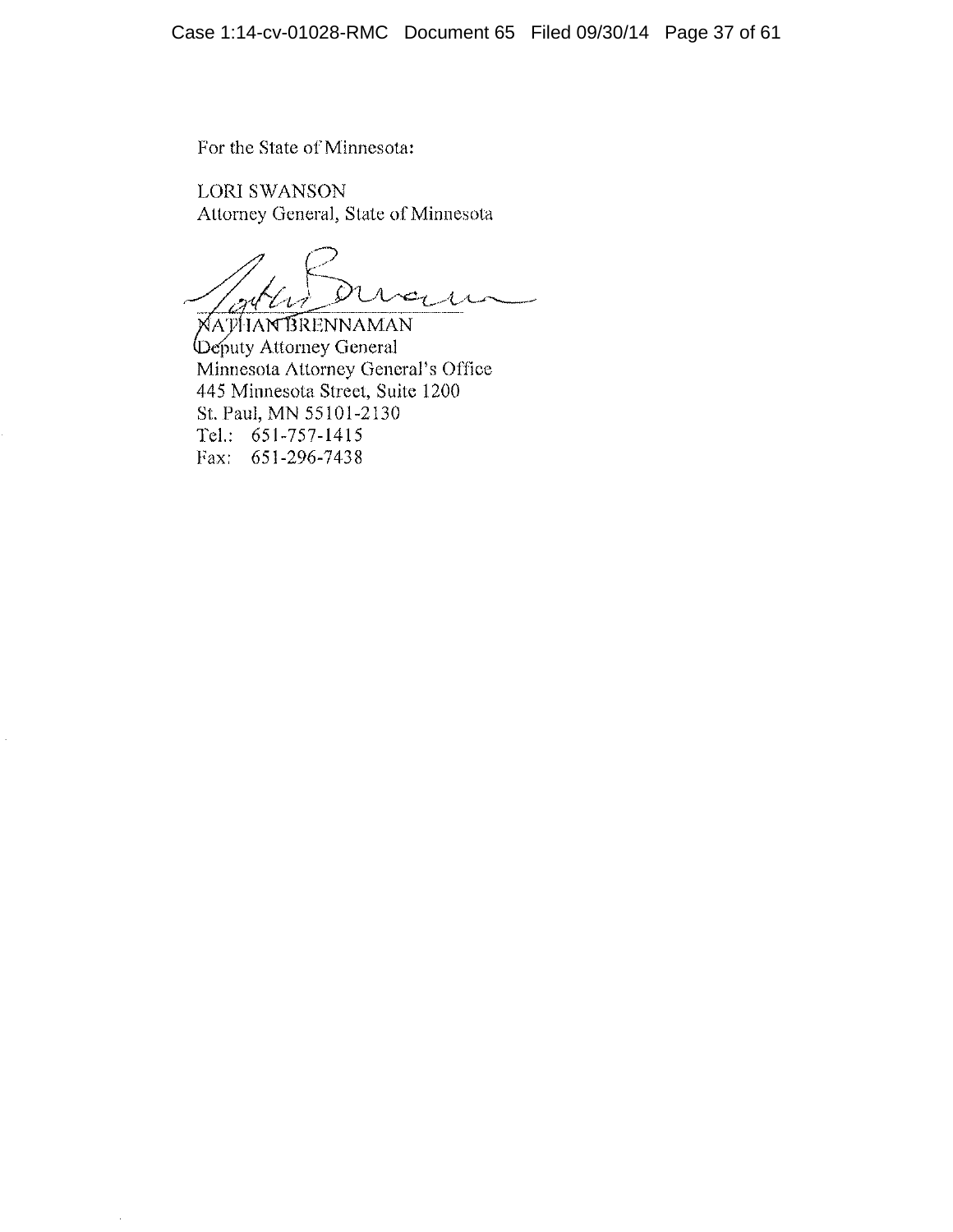For the State of Minnesota:

LORI SWANSON
Attorney General, State of Minnesota

NATHAN BRENNAMAN
Deputy Attorney General
Minnesota Attorney General's Office
445 Minnesota Street, Suite 1200
St. Paul, MN 55101-2130
Tel.: 651-757-1415
Fax: 651-296-7438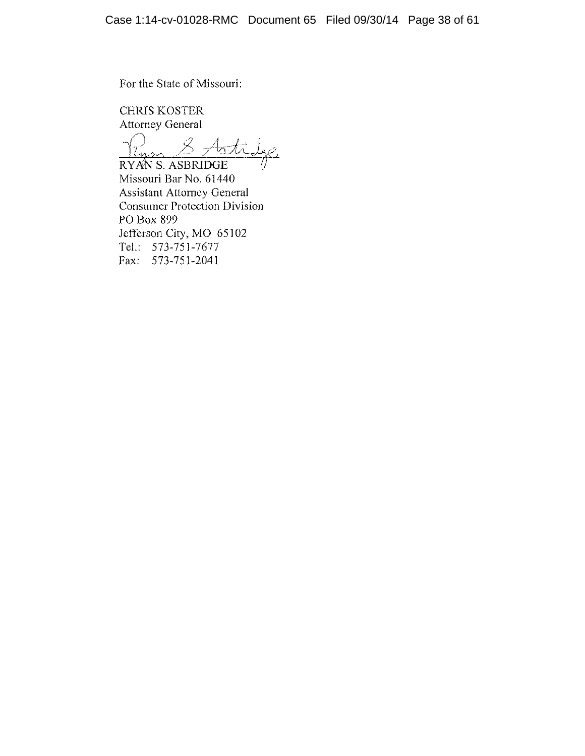For the State of Missouri:

CHRIS KOSTER
Attorney General

Ryan S. Asbridge

RYAN S. ASBRIDGE
Missouri Bar No. 61440
Assistant Attorney General
Consumer Protection Division
PO Box 899
Jefferson City, MO 65102
Tel.: 573-751-7677
Fax: 573-751-2041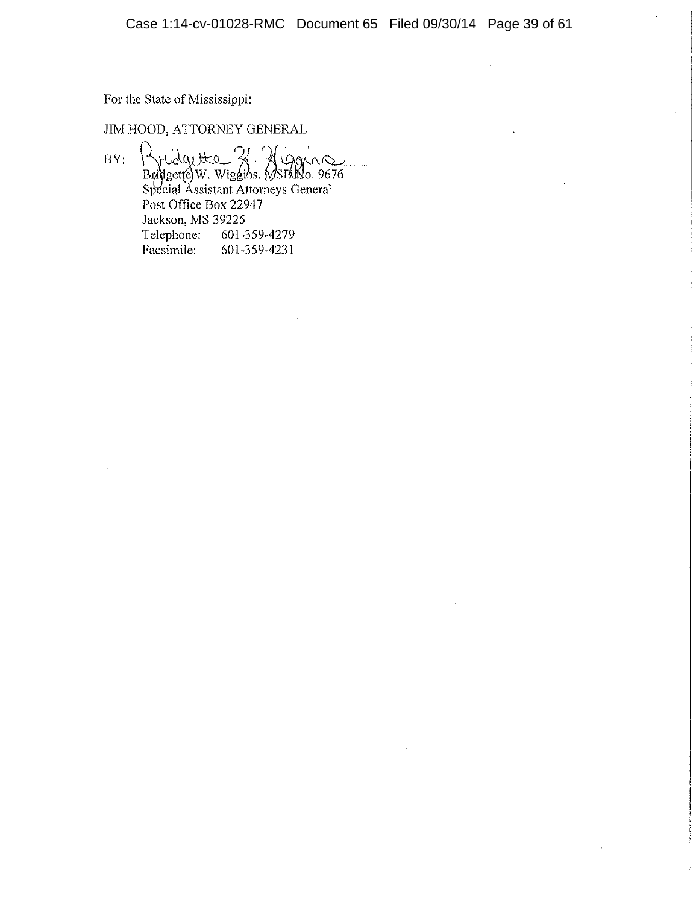For the State of Mississippi:

JIM HOOD, ATTORNEY GENERAL

BY: Bridgette W. Wiggins

Bridgette W. Wiggins, MSB No. 9676
Special Assistant Attorneys General
Post Office Box 22947
Jackson, MS 39225
Telephone: 601-359-4279
Facsimile: 601-359-4231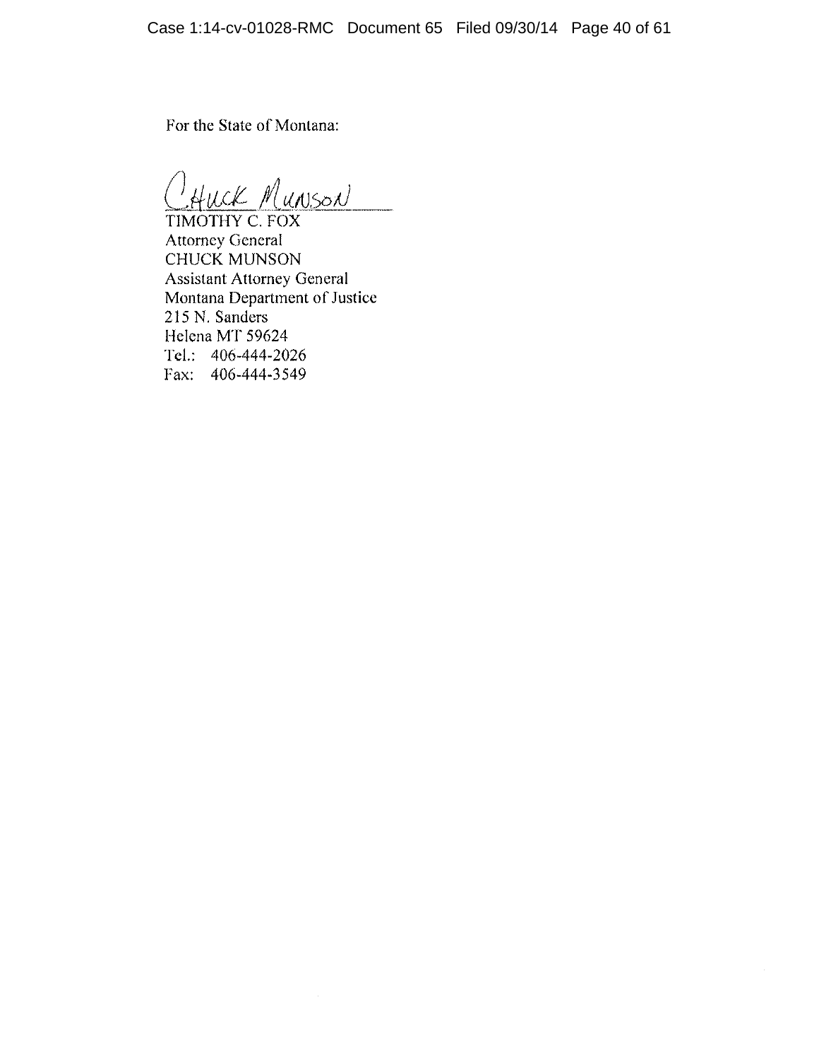For the State of Montana:

Chuck Munson

TIMOTHY C. FOX
Attorney General
CHUCK MUNSON
Assistant Attorney General
Montana Department of Justice
215 N. Sanders
Helena MT 59624
Tel.: 406-444-2026
Fax: 406-444-3549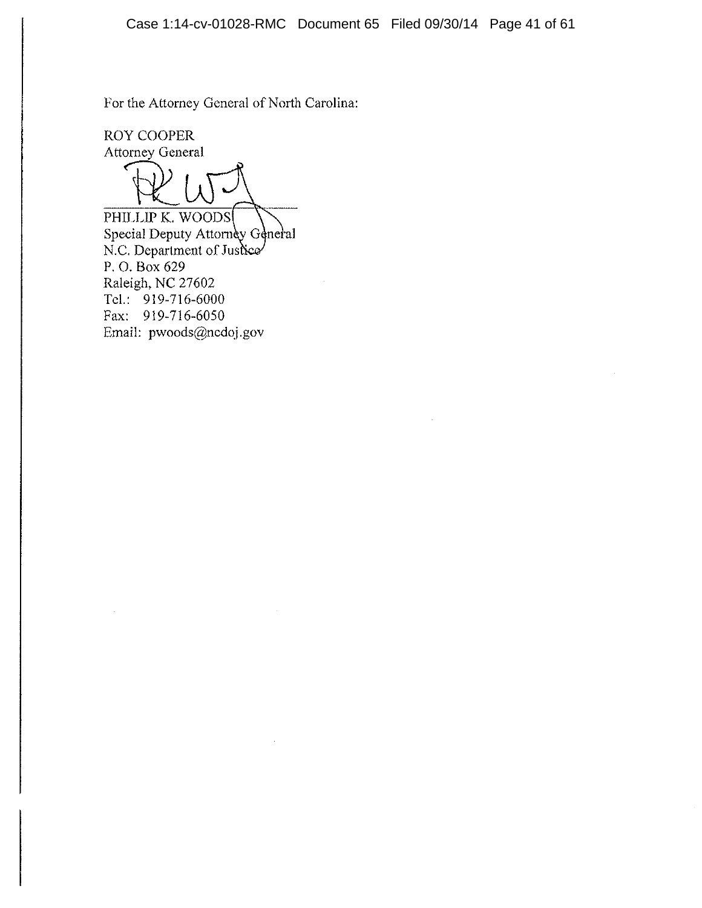For the Attorney General of North Carolina:

ROY COOPER
Attorney General

PHILLIP K. WOODS
Special Deputy Attorney General
N.C. Department of Justice
P. O. Box 629
Raleigh, NC 27602
Tel.: 919-716-6000
Fax: 919-716-6050
Email: pwoods@ncdoj.gov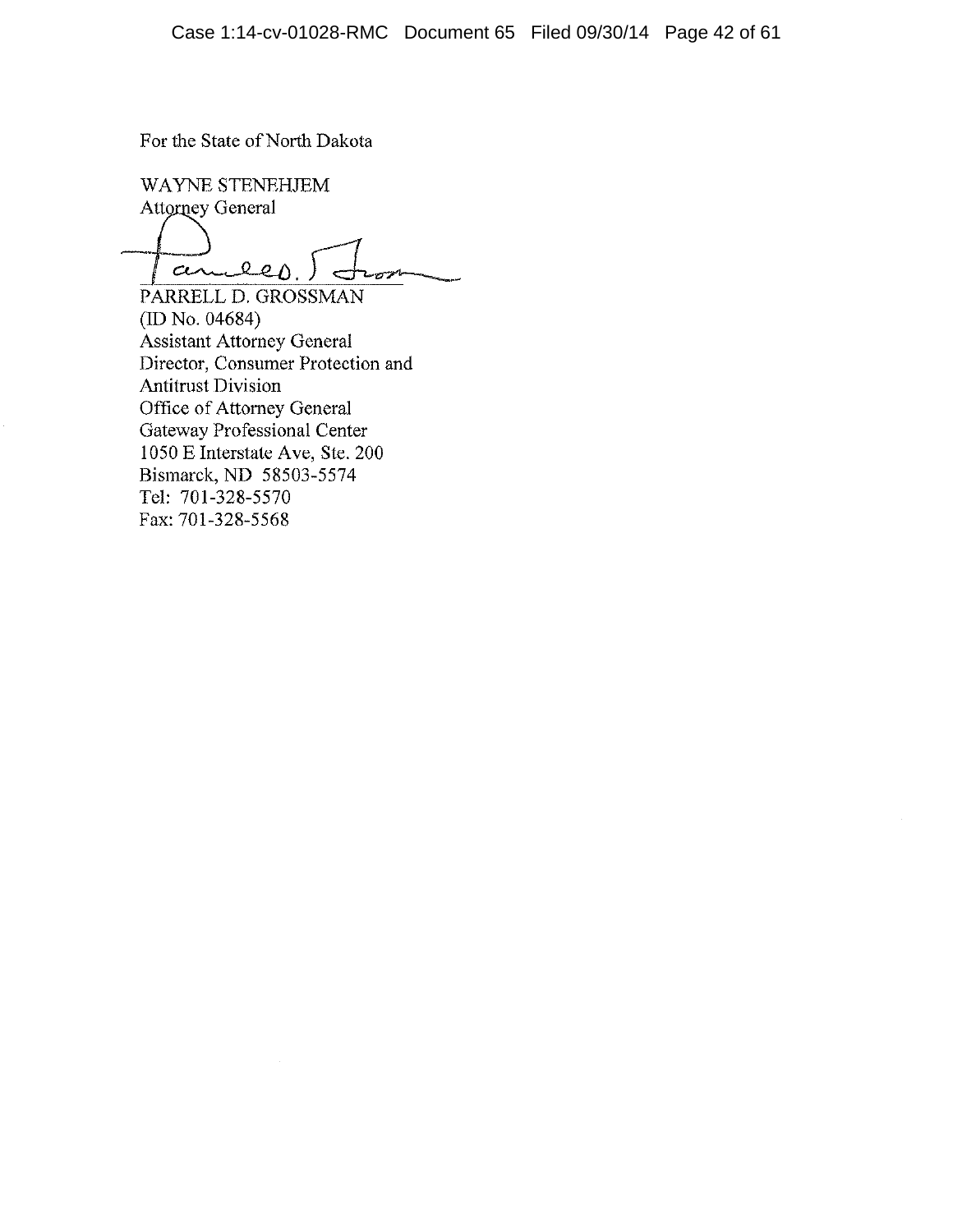For the State of North Dakota

WAYNE STENEHJEM
Attorney General

PARRELL D. GROSSMAN
(ID No. 04684)
Assistant Attorney General
Director, Consumer Protection and
Antitrust Division
Office of Attorney General
Gateway Professional Center
1050 E Interstate Ave, Ste. 200
Bismarck, ND 58503-5574
Tel: 701-328-5570
Fax: 701-328-5568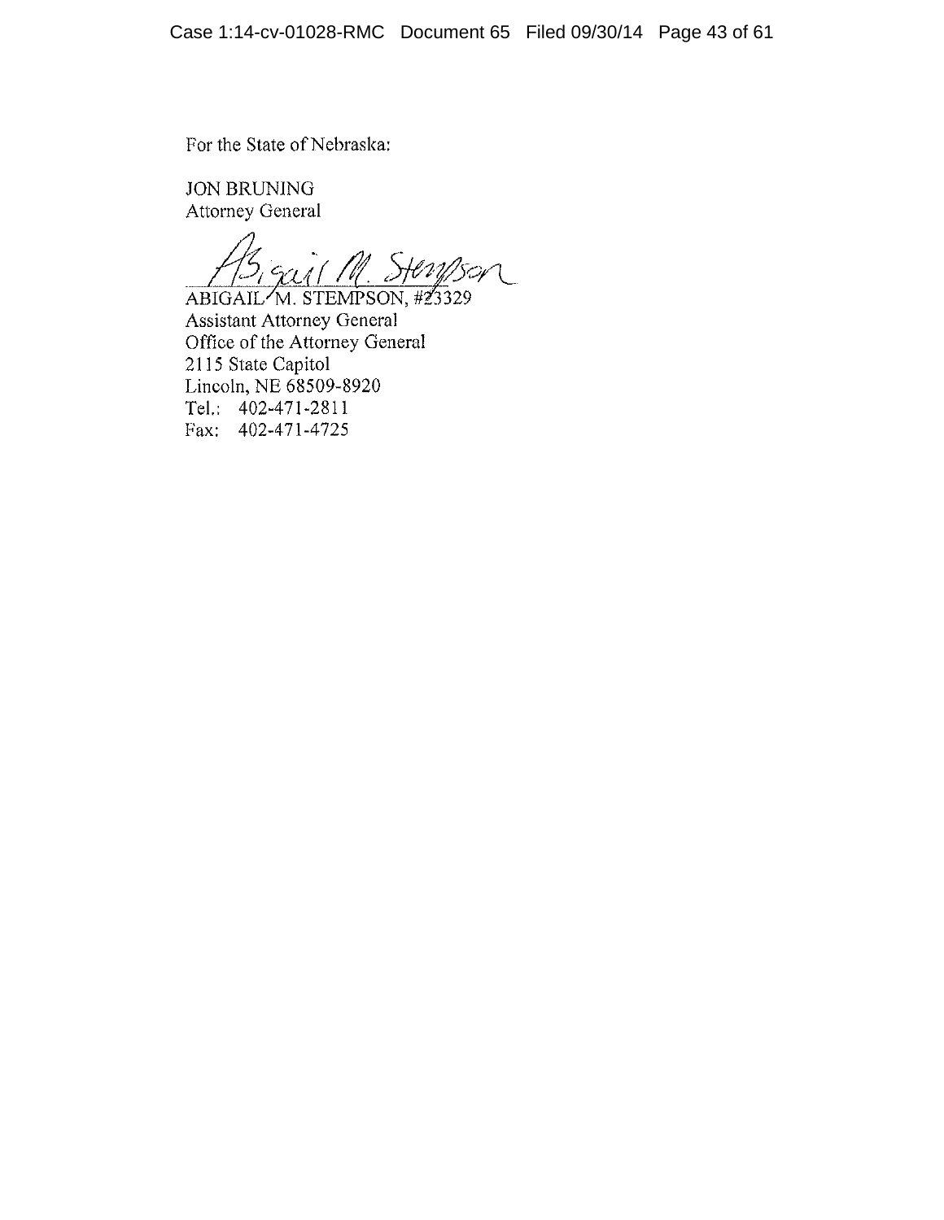For the State of Nebraska:

JON BRUNING
Attorney General

ABIGAIL M. STEMPSON, #23329
Assistant Attorney General
Office of the Attorney General
2115 State Capitol
Lincoln, NE 68509-8920
Tel.: 402-471-2811
Fax: 402-471-4725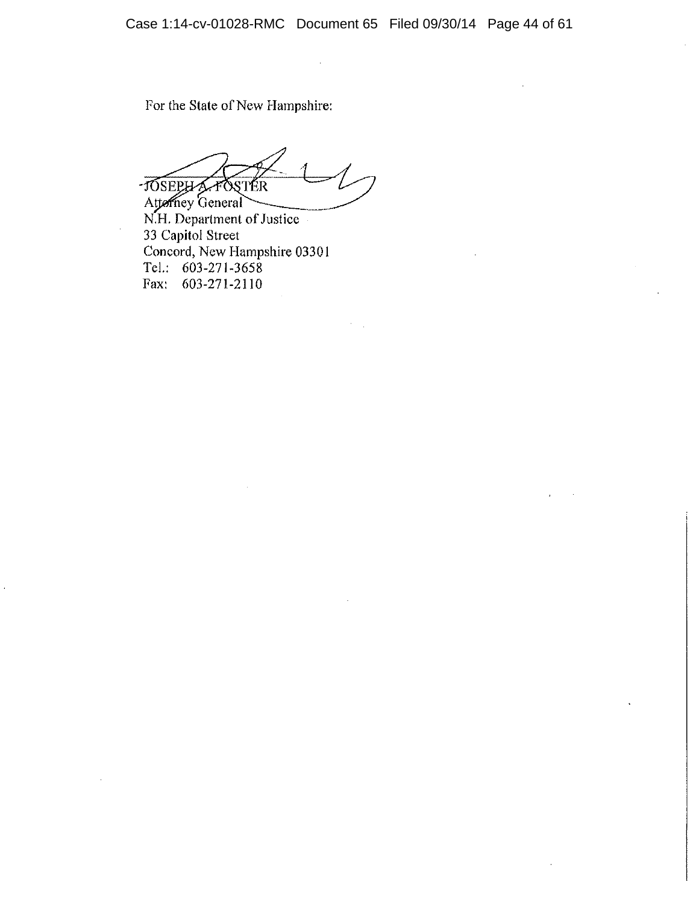For the State of New Hampshire:

JOSEPH A. FOSTER
Attorney General
N.H. Department of Justice
33 Capitol Street
Concord, New Hampshire 03301
Tel.: 603-271-3658
Fax: 603-271-2110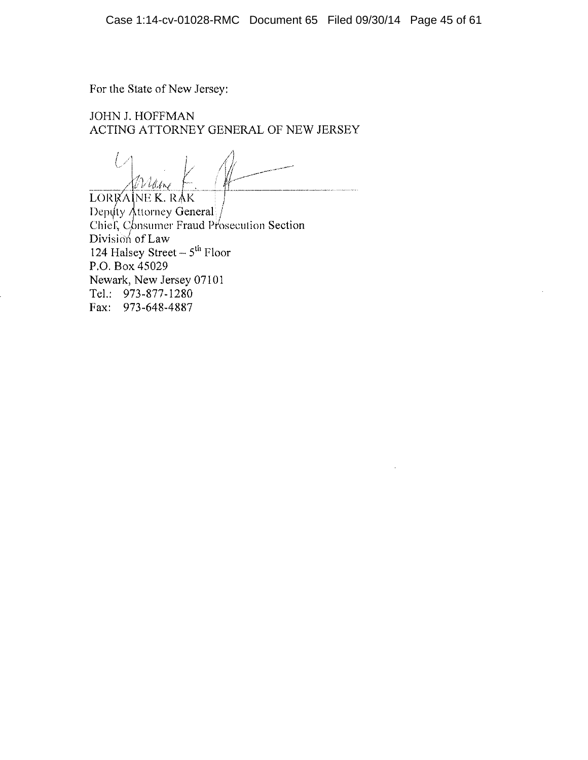For the State of New Jersey:

JOHN J. HOFFMAN
ACTING ATTORNEY GENERAL OF NEW JERSEY

\_\_\_\_\_\_\_\_\_\_\_\_\_\_\_\_\_\_\_\_\_\_\_\_\_\_\_\_\_\_\_\_\_\_\_\_

LORRAINE K. RAK
Deputy Attorney General
Chief, Consumer Fraud Prosecution Section
Division of Law
124 Halsey Street – 5th Floor
P.O. Box 45029
Newark, New Jersey 07101
Tel.: 973-877-1280
Fax: 973-648-4887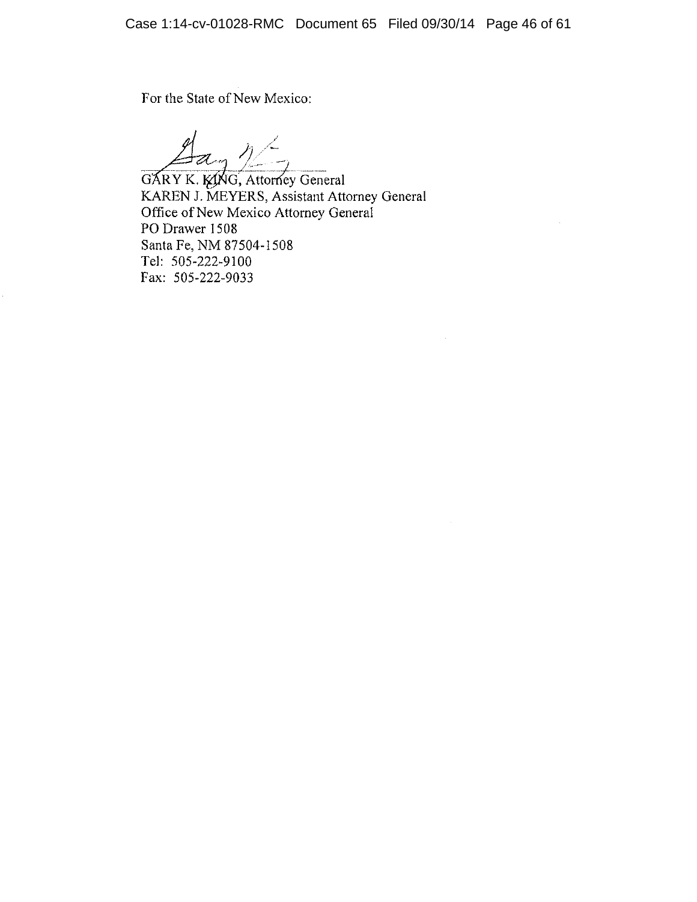For the State of New Mexico:

GARY K. KING, Attorney General
KAREN J. MEYERS, Assistant Attorney General
Office of New Mexico Attorney General
PO Drawer 1508
Santa Fe, NM 87504-1508
Tel: 505-222-9100
Fax: 505-222-9033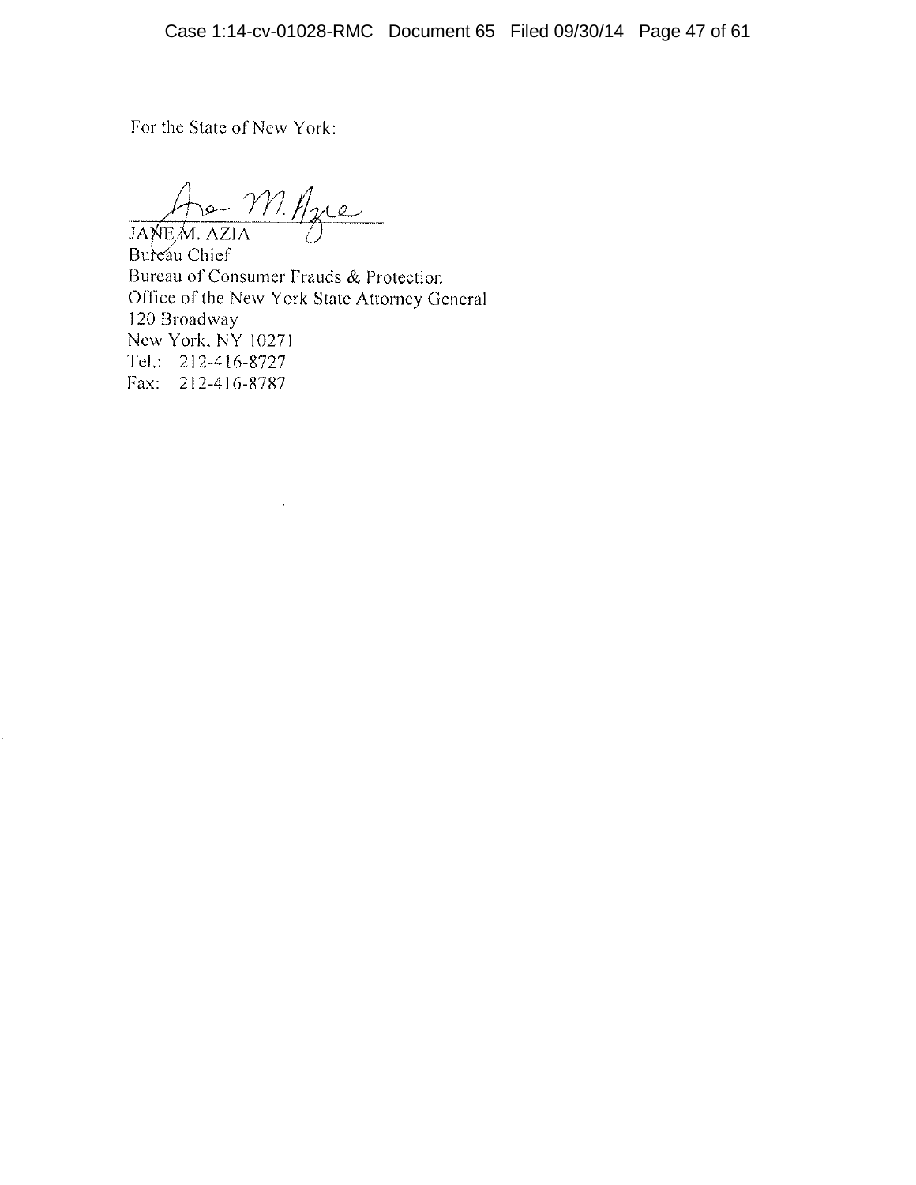For the State of New York:

JANE M. AZIA
Bureau Chief
Bureau of Consumer Frauds & Protection
Office of the New York State Attorney General
120 Broadway
New York, NY 10271
Tel.: 212-416-8727
Fax: 212-416-8787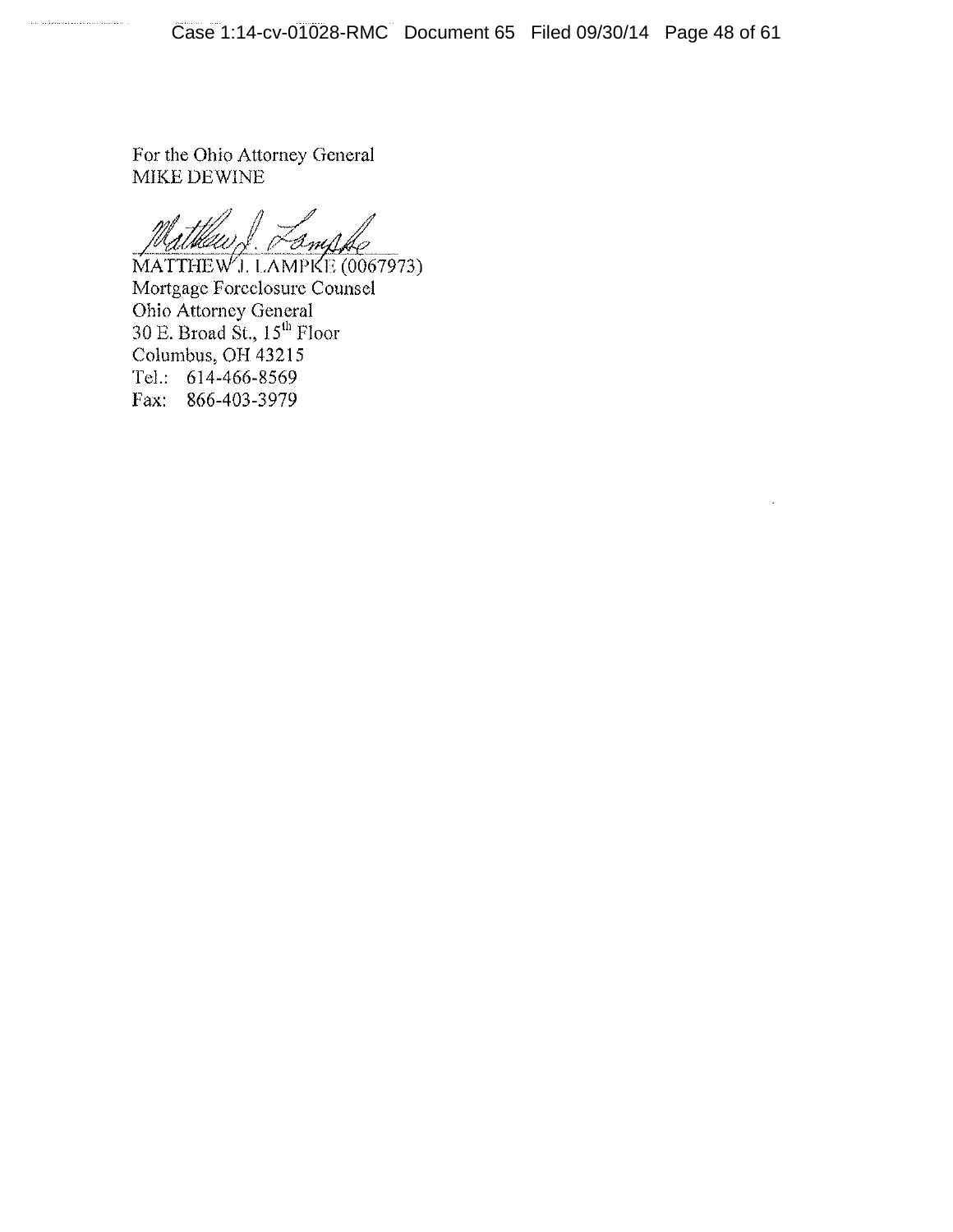For the Ohio Attorney General
MIKE DEWINE

MATTHEW J. LAMPKE (0067973)
Mortgage Foreclosure Counsel
Ohio Attorney General
30 E. Broad St., 15th Floor
Columbus, OH 43215
Tel.: 614-466-8569
Fax: 866-403-3979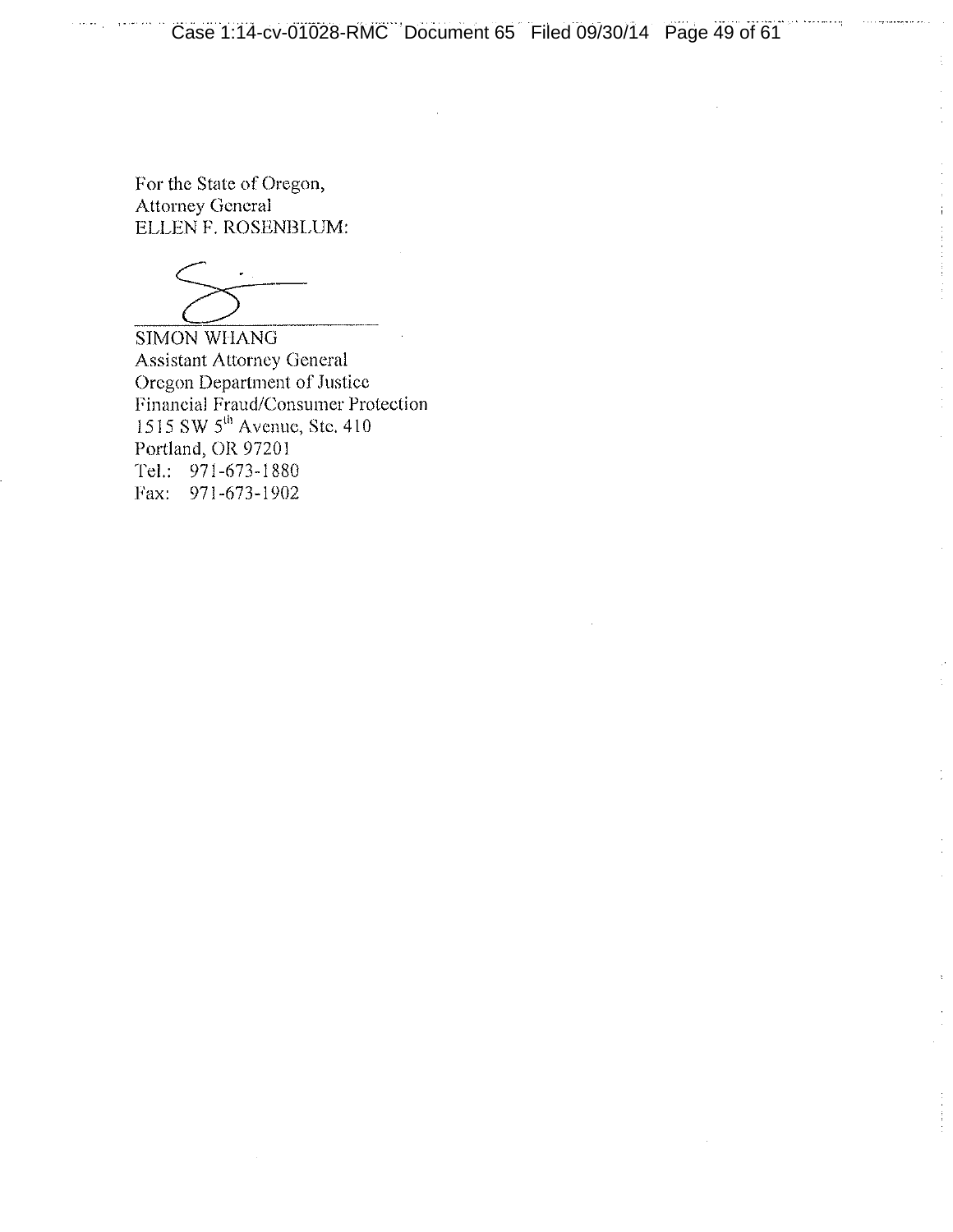For the State of Oregon,
Attorney General
ELLEN F. ROSENBLUM:

SIMON WHANG
Assistant Attorney General
Oregon Department of Justice
Financial Fraud/Consumer Protection
1515 SW 5th Avenue, Ste. 410
Portland, OR 97201
Tel.: 971-673-1880
Fax: 971-673-1902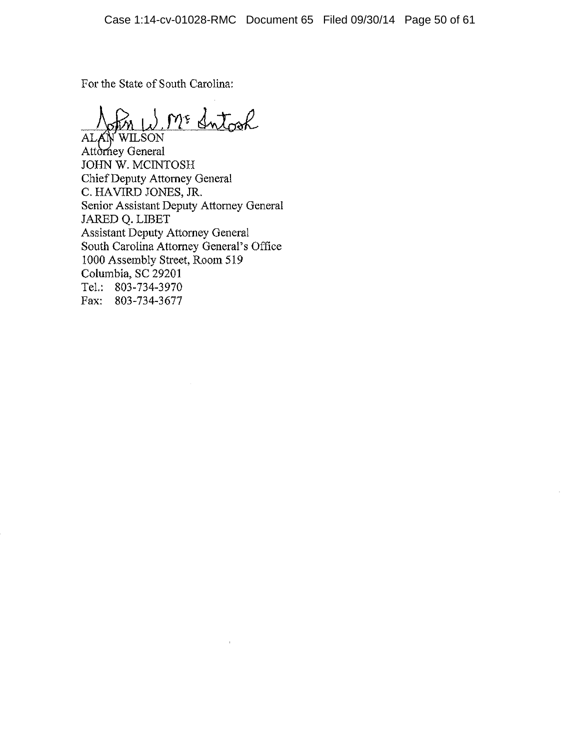For the State of South Carolina:

John W. McIntosh

ALAN WILSON
Attorney General
JOHN W. MCINTOSH
Chief Deputy Attorney General
C. HAVIRD JONES, JR.
Senior Assistant Deputy Attorney General
JARED Q. LIBET
Assistant Deputy Attorney General
South Carolina Attorney General's Office
1000 Assembly Street, Room 519
Columbia, SC 29201
Tel.: 803-734-3970
Fax: 803-734-3677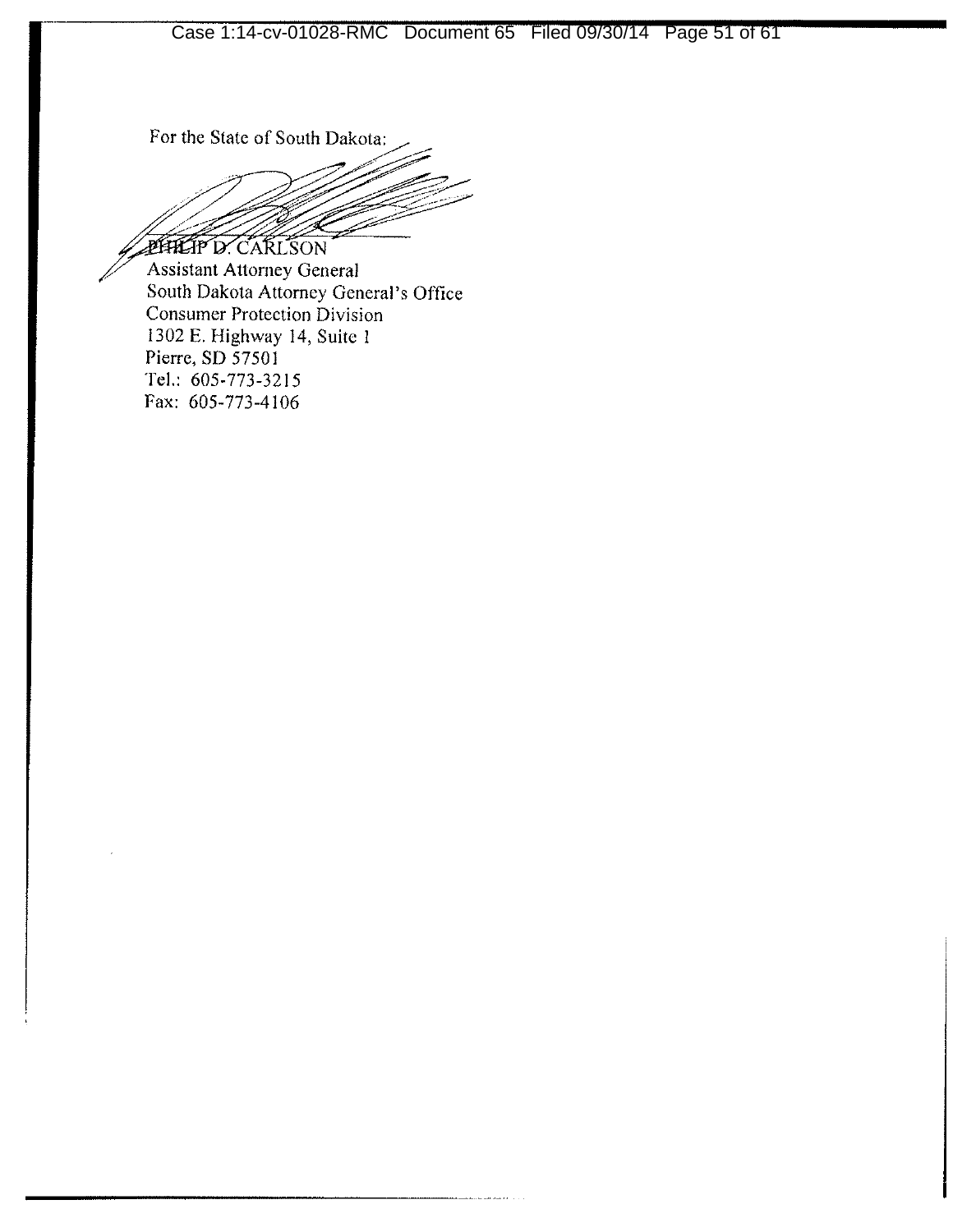For the State of South Dakota:

PHILIP D. CARLSON
Assistant Attorney General
South Dakota Attorney General's Office
Consumer Protection Division
1302 E. Highway 14, Suite 1
Pierre, SD 57501
Tel.: 605-773-3215
Fax: 605-773-4106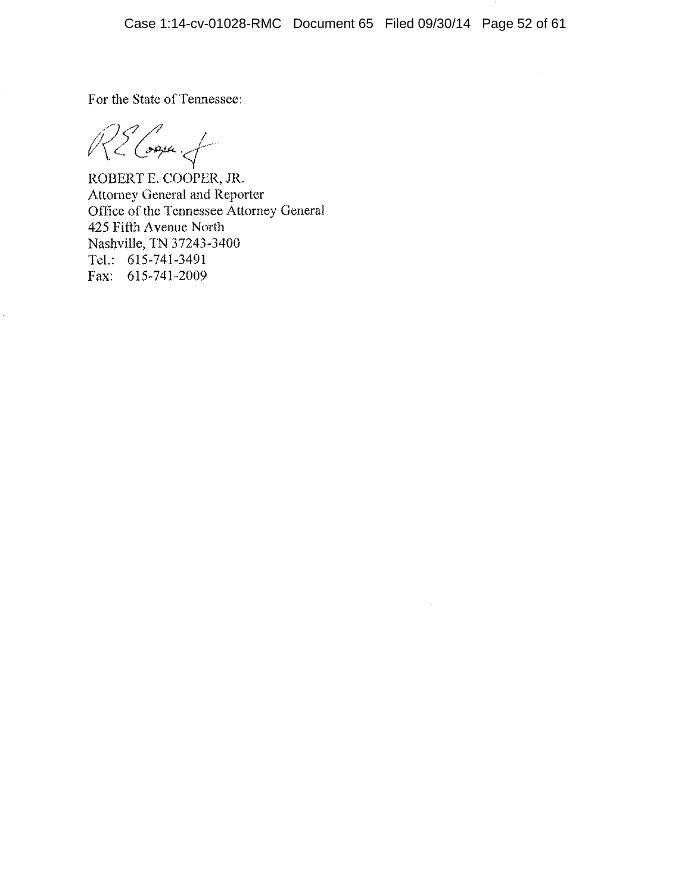For the State of Tennessee:

ROBERT E. COOPER, JR.
Attorney General and Reporter
Office of the Tennessee Attorney General
425 Fifth Avenue North
Nashville, TN 37243-3400
Tel.: 615-741-3491
Fax: 615-741-2009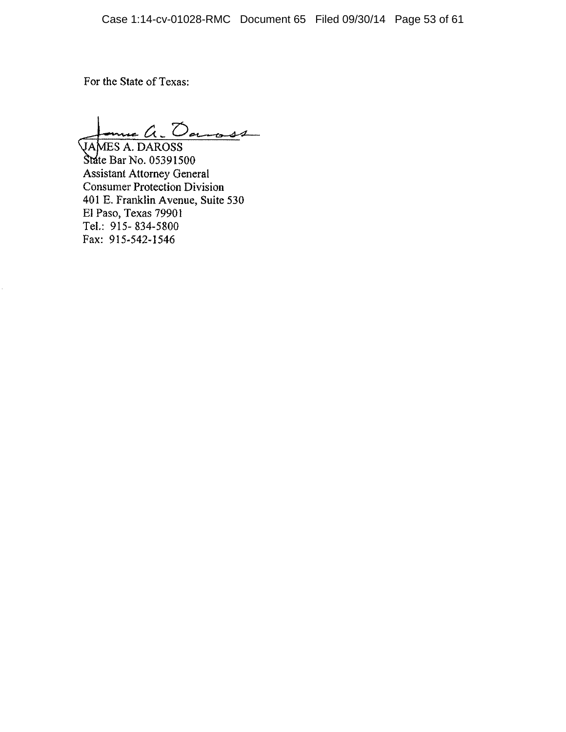For the State of Texas:

JAMES A. DAROSS  
State Bar No. 05391500  
Assistant Attorney General  
Consumer Protection Division  
401 E. Franklin Avenue, Suite 530  
El Paso, Texas 79901  
Tel.: 915- 834-5800  
Fax: 915-542-1546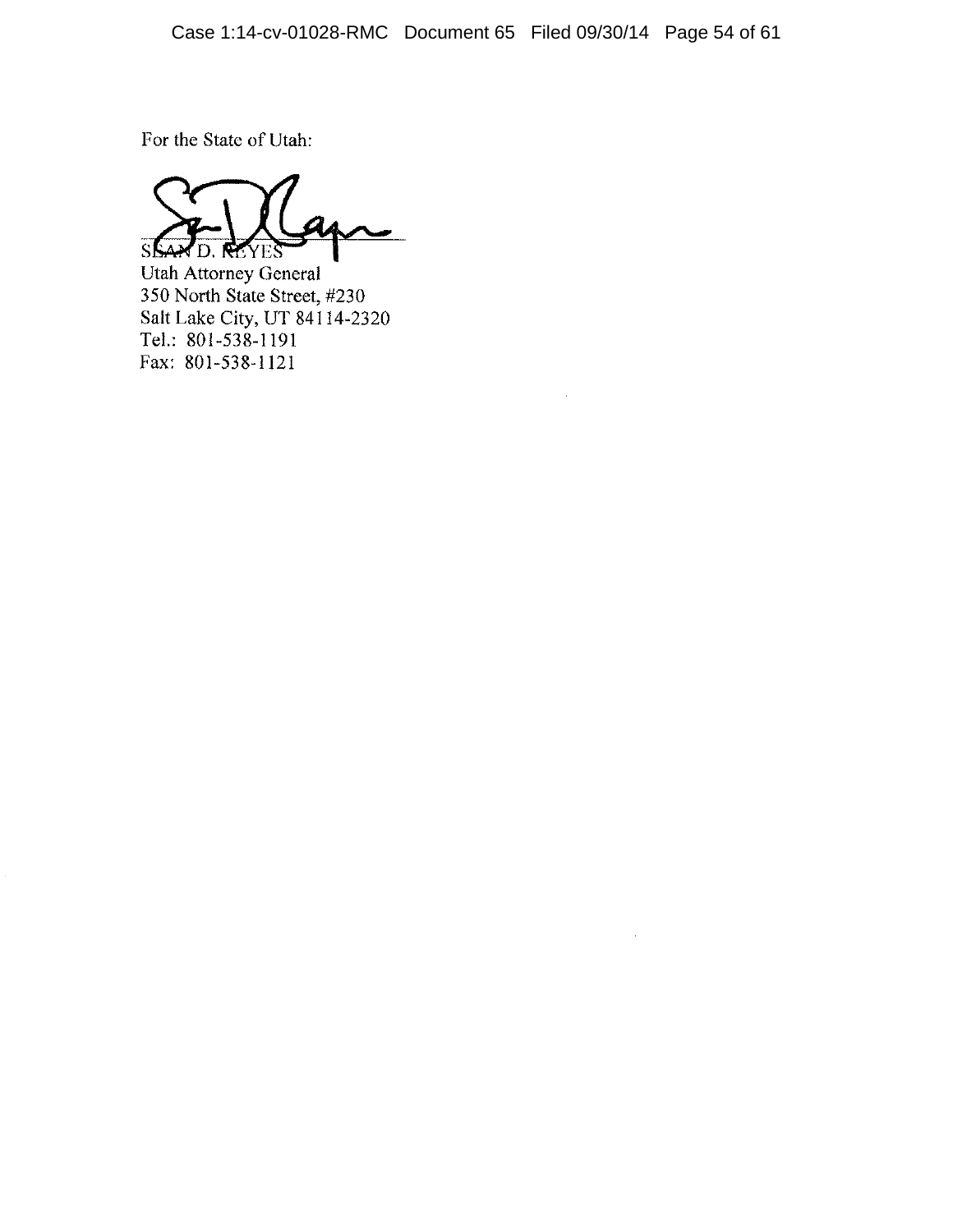For the State of Utah:

SEAN D. REYES
Utah Attorney General
350 North State Street, #230
Salt Lake City, UT 84114-2320
Tel.: 801-538-1191
Fax: 801-538-1121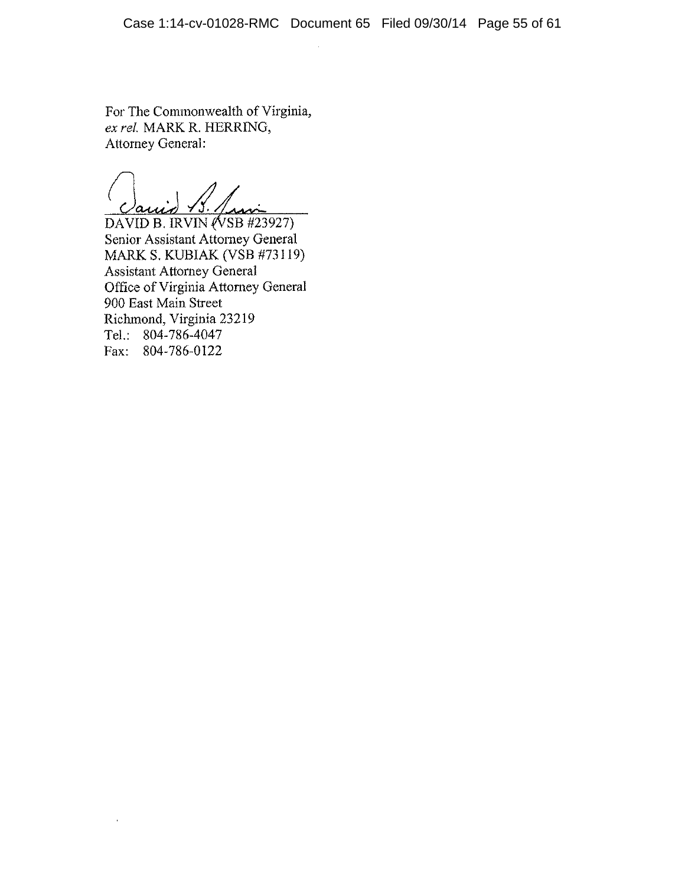For The Commonwealth of Virginia,
*ex rel.* MARK R. HERRING,
Attorney General:

DAVID B. IRVIN (VSB #23927)
Senior Assistant Attorney General
MARK S. KUBIAK (VSB #73119)
Assistant Attorney General
Office of Virginia Attorney General
900 East Main Street
Richmond, Virginia 23219
Tel.: 804-786-4047
Fax: 804-786-0122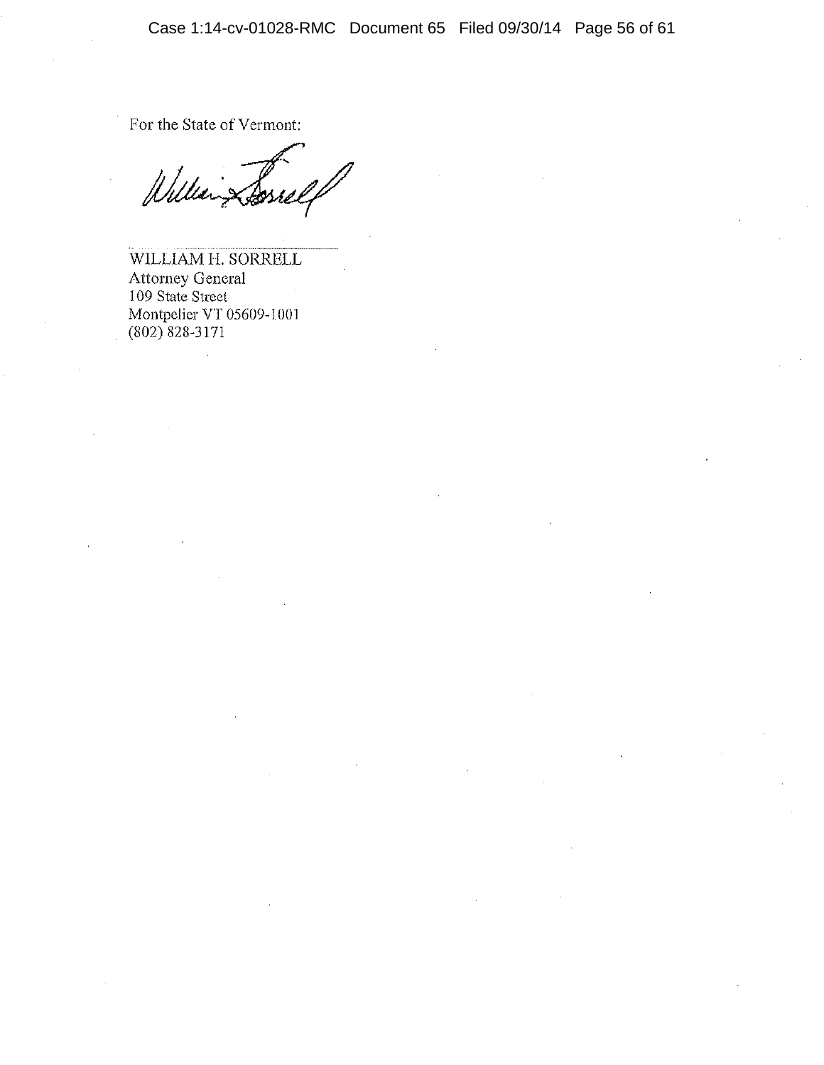For the State of Vermont:

WILLIAM H. SORRELL
Attorney General
109 State Street
Montpelier VT 05609-1001
(802) 828-3171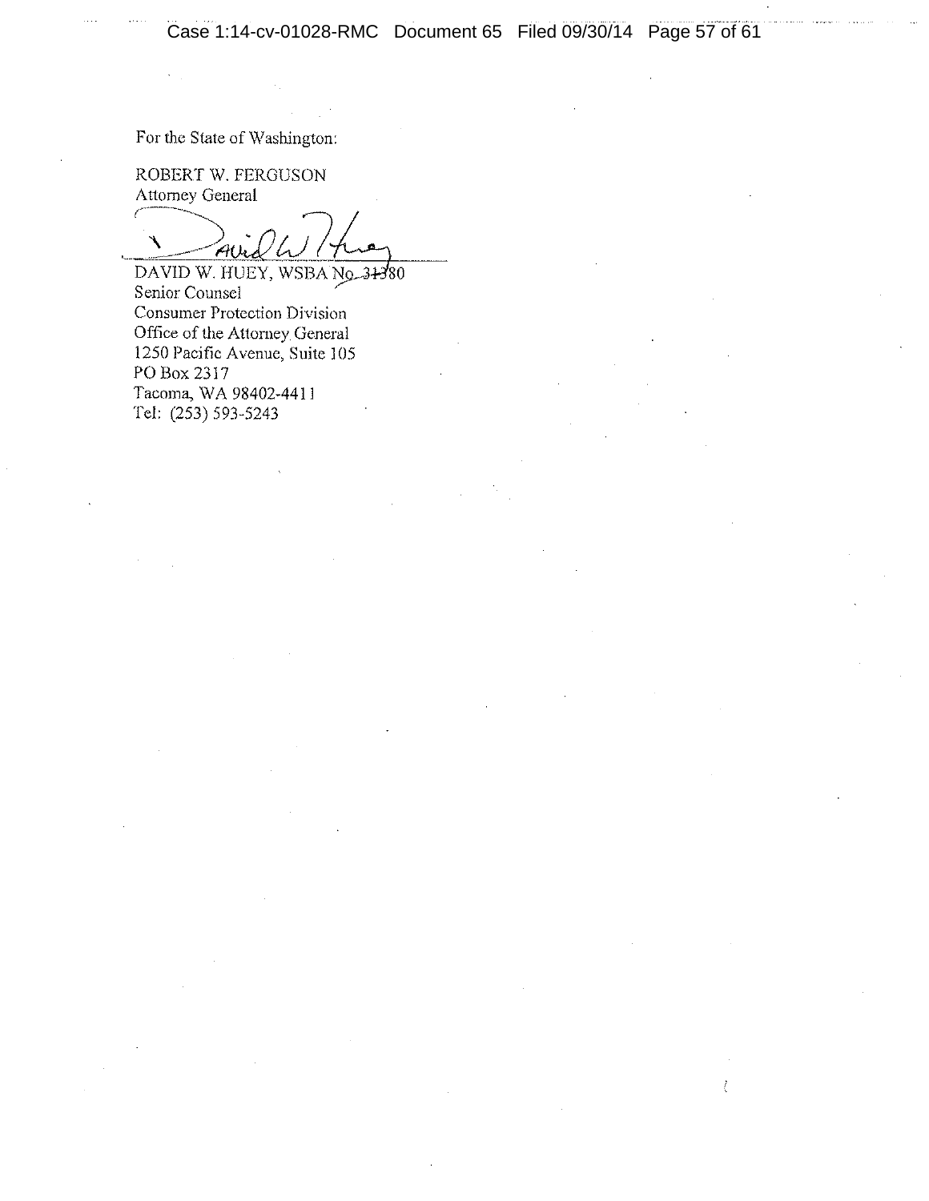For the State of Washington:

ROBERT W. FERGUSON
Attorney General

DAVID W. HUEY, WSBA No. 31380
Senior Counsel
Consumer Protection Division
Office of the Attorney General
1250 Pacific Avenue, Suite 105
PO Box 2317
Tacoma, WA 98402-4411
Tel: (253) 593-5243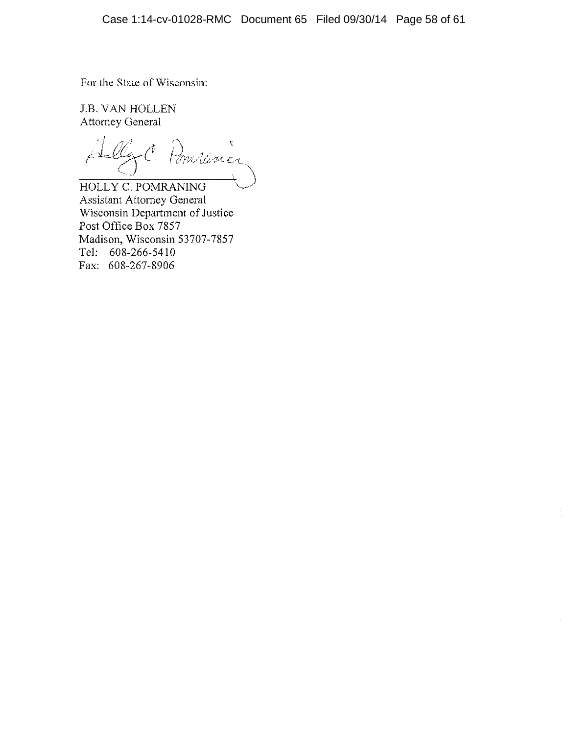For the State of Wisconsin:

J.B. VAN HOLLEN
Attorney General

HOLLY C. POMRANING
Assistant Attorney General
Wisconsin Department of Justice
Post Office Box 7857
Madison, Wisconsin 53707-7857
Tel: 608-266-5410
Fax: 608-267-8906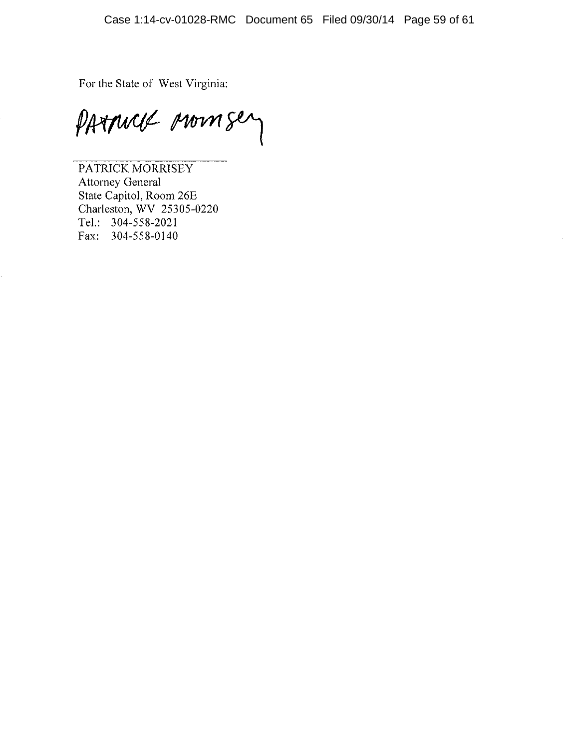For the State of West Virginia:

PATRICK MORRISEY

---

PATRICK MORRISEY
Attorney General
State Capitol, Room 26E
Charleston, WV 25305-0220
Tel.: 304-558-2021
Fax: 304-558-0140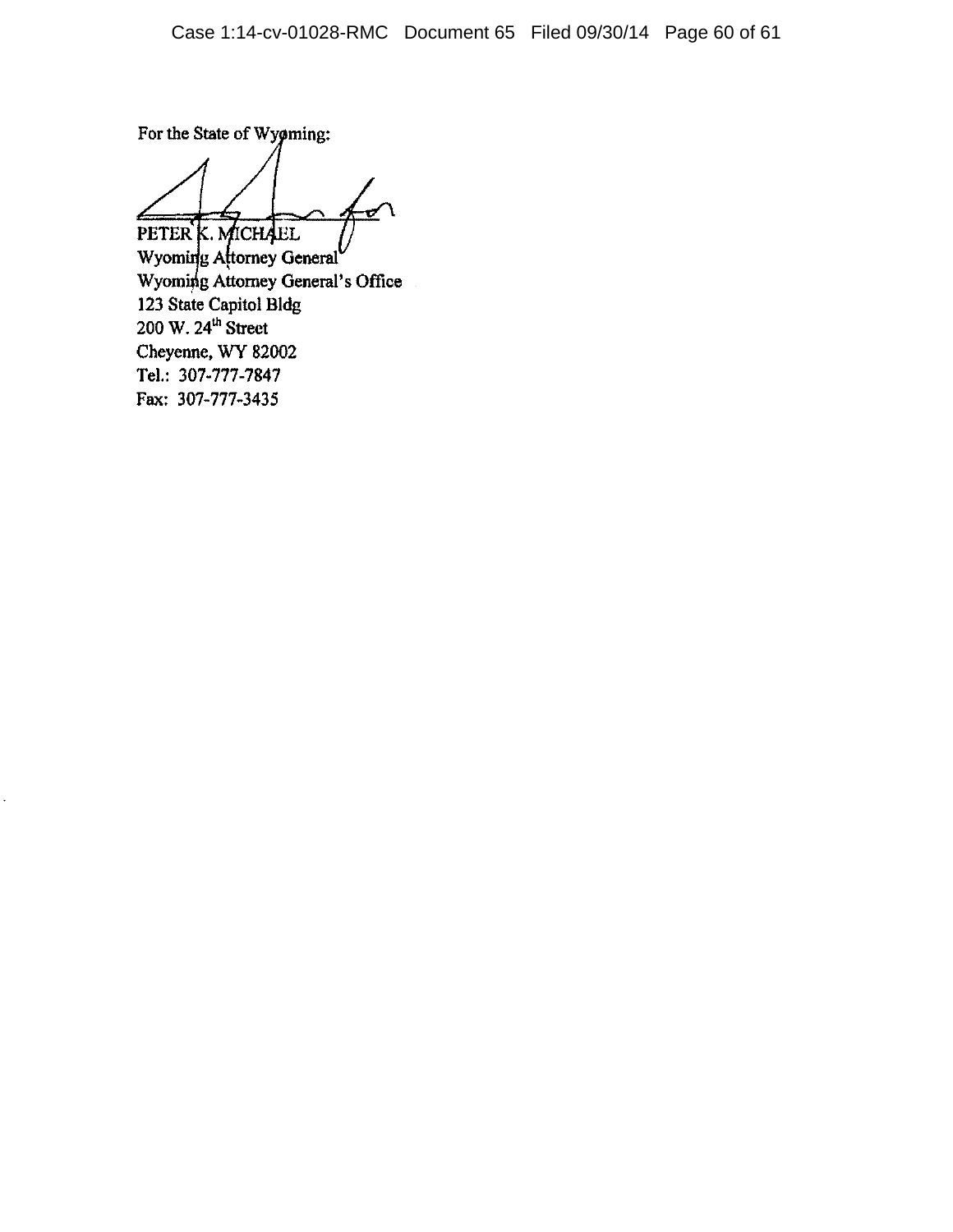For the State of Wyoming:

PETER K. MICHAEL
Wyoming Attorney General
Wyoming Attorney General's Office
123 State Capitol Bldg
200 W. 24th Street
Cheyenne, WY 82002
Tel.: 307-777-7847
Fax: 307-777-3435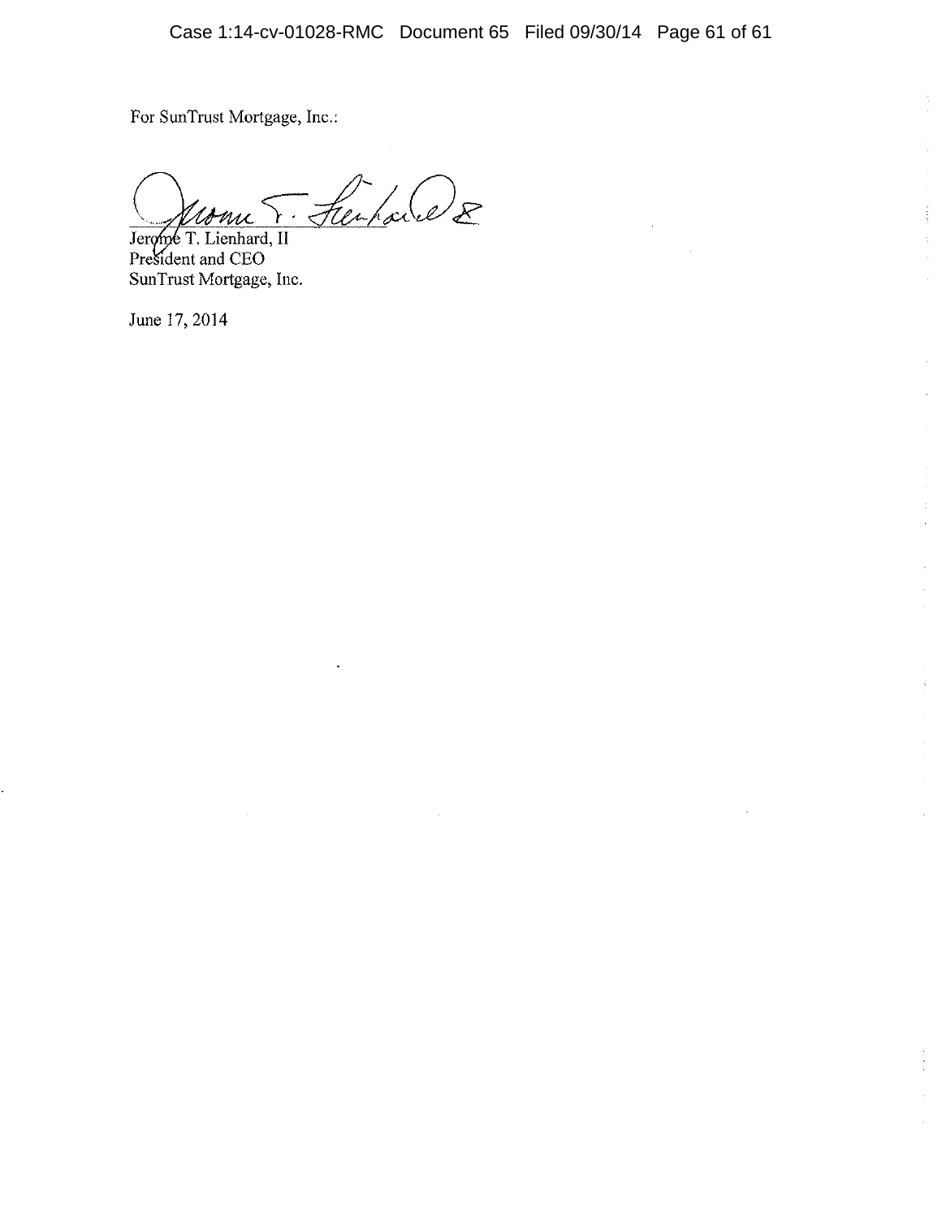For SunTrust Mortgage, Inc.:

Jerome T. Lienhard, II
President and CEO
SunTrust Mortgage, Inc.

June 17, 2014